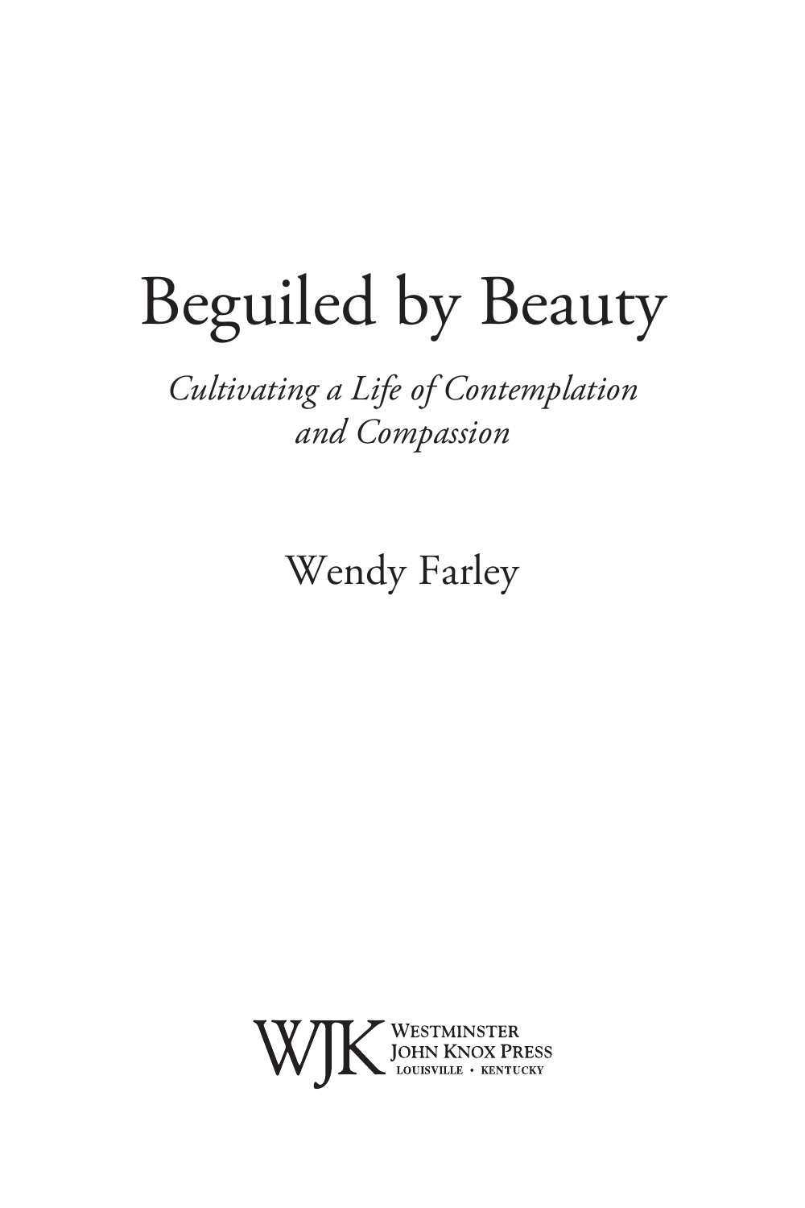# Beguiled by Beauty

*Cultivating a Life of Contemplation and Compassion*

Wendy Farley

WJK Westminster John Knox Press
Louisville • Kentucky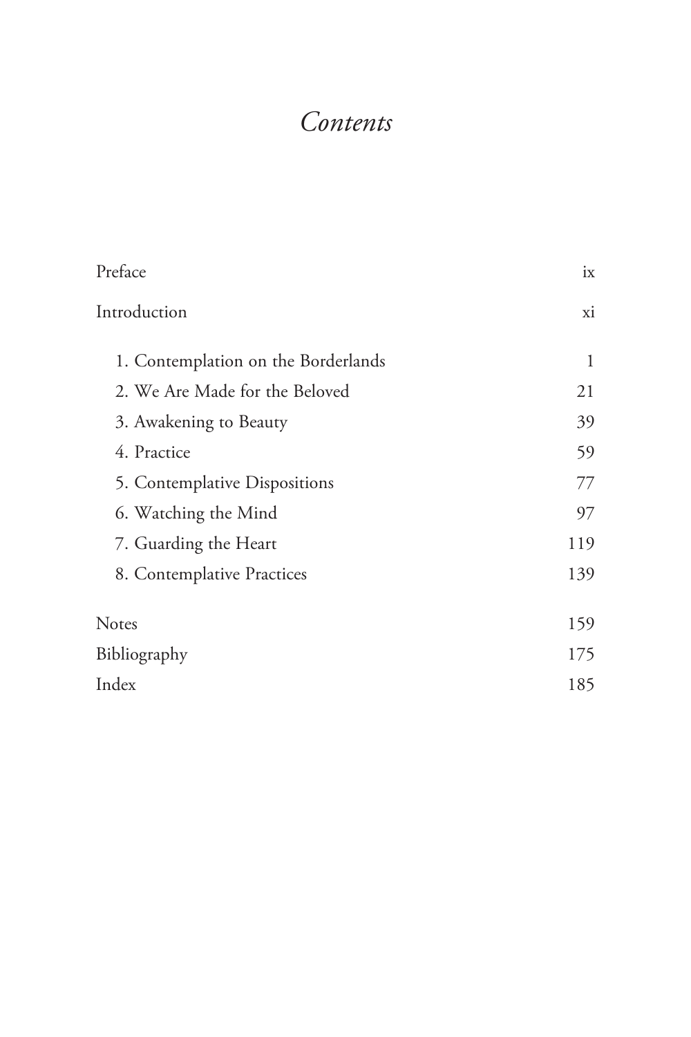# *Contents*

| | |
|---|---|
| Preface | ix |
| Introduction | xi |
| 1. Contemplation on the Borderlands | 1 |
| 2. We Are Made for the Beloved | 21 |
| 3. Awakening to Beauty | 39 |
| 4. Practice | 59 |
| 5. Contemplative Dispositions | 77 |
| 6. Watching the Mind | 97 |
| 7. Guarding the Heart | 119 |
| 8. Contemplative Practices | 139 |
| Notes | 159 |
| Bibliography | 175 |
| Index | 185 |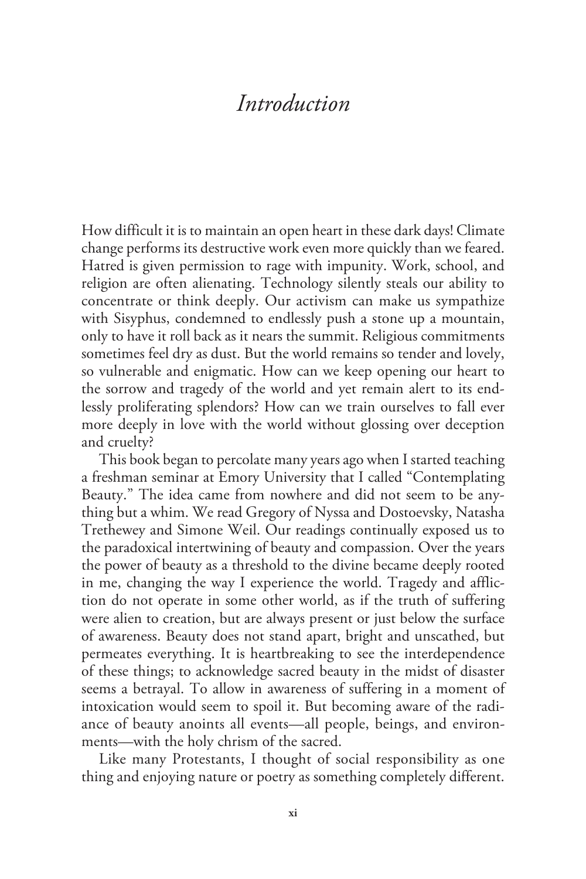# *Introduction*

How difficult it is to maintain an open heart in these dark days! Climate change performs its destructive work even more quickly than we feared. Hatred is given permission to rage with impunity. Work, school, and religion are often alienating. Technology silently steals our ability to concentrate or think deeply. Our activism can make us sympathize with Sisyphus, condemned to endlessly push a stone up a mountain, only to have it roll back as it nears the summit. Religious commitments sometimes feel dry as dust. But the world remains so tender and lovely, so vulnerable and enigmatic. How can we keep opening our heart to the sorrow and tragedy of the world and yet remain alert to its endlessly proliferating splendors? How can we train ourselves to fall ever more deeply in love with the world without glossing over deception and cruelty?

This book began to percolate many years ago when I started teaching a freshman seminar at Emory University that I called "Contemplating Beauty." The idea came from nowhere and did not seem to be anything but a whim. We read Gregory of Nyssa and Dostoevsky, Natasha Trethewey and Simone Weil. Our readings continually exposed us to the paradoxical intertwining of beauty and compassion. Over the years the power of beauty as a threshold to the divine became deeply rooted in me, changing the way I experience the world. Tragedy and affliction do not operate in some other world, as if the truth of suffering were alien to creation, but are always present or just below the surface of awareness. Beauty does not stand apart, bright and unscathed, but permeates everything. It is heartbreaking to see the interdependence of these things; to acknowledge sacred beauty in the midst of disaster seems a betrayal. To allow in awareness of suffering in a moment of intoxication would seem to spoil it. But becoming aware of the radiance of beauty anoints all events—all people, beings, and environments—with the holy chrism of the sacred.

Like many Protestants, I thought of social responsibility as one thing and enjoying nature or poetry as something completely different.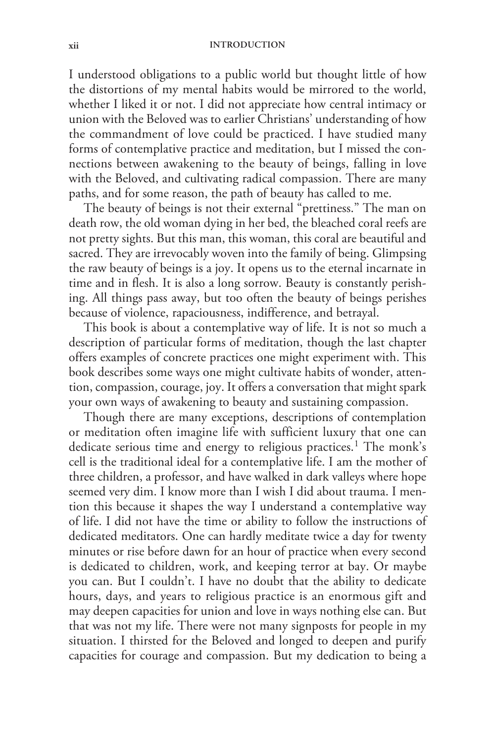I understood obligations to a public world but thought little of how the distortions of my mental habits would be mirrored to the world, whether I liked it or not. I did not appreciate how central intimacy or union with the Beloved was to earlier Christians' understanding of how the commandment of love could be practiced. I have studied many forms of contemplative practice and meditation, but I missed the connections between awakening to the beauty of beings, falling in love with the Beloved, and cultivating radical compassion. There are many paths, and for some reason, the path of beauty has called to me.

The beauty of beings is not their external "prettiness." The man on death row, the old woman dying in her bed, the bleached coral reefs are not pretty sights. But this man, this woman, this coral are beautiful and sacred. They are irrevocably woven into the family of being. Glimpsing the raw beauty of beings is a joy. It opens us to the eternal incarnate in time and in flesh. It is also a long sorrow. Beauty is constantly perishing. All things pass away, but too often the beauty of beings perishes because of violence, rapaciousness, indifference, and betrayal.

This book is about a contemplative way of life. It is not so much a description of particular forms of meditation, though the last chapter offers examples of concrete practices one might experiment with. This book describes some ways one might cultivate habits of wonder, attention, compassion, courage, joy. It offers a conversation that might spark your own ways of awakening to beauty and sustaining compassion.

Though there are many exceptions, descriptions of contemplation or meditation often imagine life with sufficient luxury that one can dedicate serious time and energy to religious practices.[1] The monk's cell is the traditional ideal for a contemplative life. I am the mother of three children, a professor, and have walked in dark valleys where hope seemed very dim. I know more than I wish I did about trauma. I mention this because it shapes the way I understand a contemplative way of life. I did not have the time or ability to follow the instructions of dedicated meditators. One can hardly meditate twice a day for twenty minutes or rise before dawn for an hour of practice when every second is dedicated to children, work, and keeping terror at bay. Or maybe you can. But I couldn't. I have no doubt that the ability to dedicate hours, days, and years to religious practice is an enormous gift and may deepen capacities for union and love in ways nothing else can. But that was not my life. There were not many signposts for people in my situation. I thirsted for the Beloved and longed to deepen and purify capacities for courage and compassion. But my dedication to being a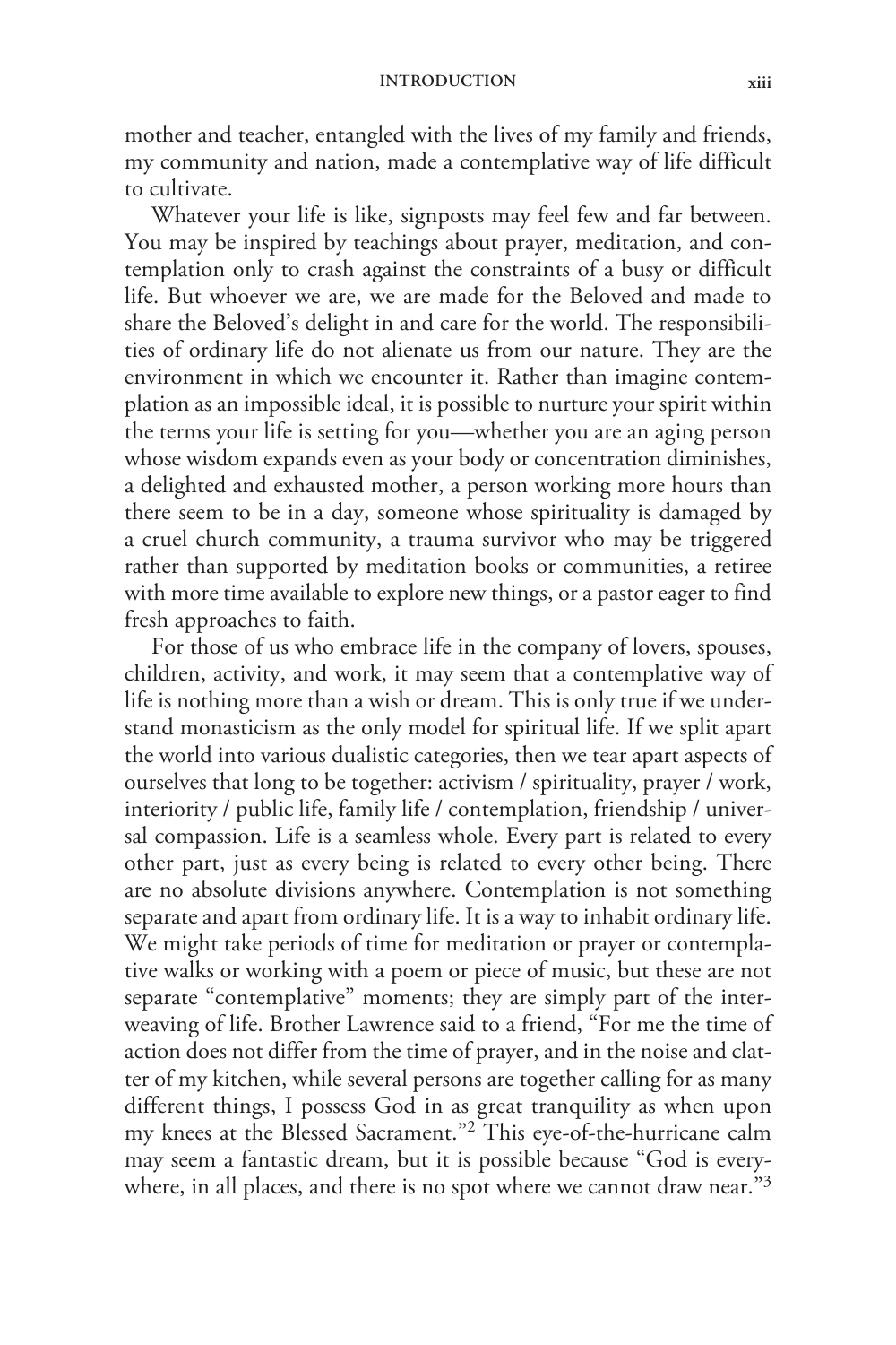mother and teacher, entangled with the lives of my family and friends, my community and nation, made a contemplative way of life difficult to cultivate.

Whatever your life is like, signposts may feel few and far between. You may be inspired by teachings about prayer, meditation, and contemplation only to crash against the constraints of a busy or difficult life. But whoever we are, we are made for the Beloved and made to share the Beloved's delight in and care for the world. The responsibilities of ordinary life do not alienate us from our nature. They are the environment in which we encounter it. Rather than imagine contemplation as an impossible ideal, it is possible to nurture your spirit within the terms your life is setting for you—whether you are an aging person whose wisdom expands even as your body or concentration diminishes, a delighted and exhausted mother, a person working more hours than there seem to be in a day, someone whose spirituality is damaged by a cruel church community, a trauma survivor who may be triggered rather than supported by meditation books or communities, a retiree with more time available to explore new things, or a pastor eager to find fresh approaches to faith.

For those of us who embrace life in the company of lovers, spouses, children, activity, and work, it may seem that a contemplative way of life is nothing more than a wish or dream. This is only true if we understand monasticism as the only model for spiritual life. If we split apart the world into various dualistic categories, then we tear apart aspects of ourselves that long to be together: activism / spirituality, prayer / work, interiority / public life, family life / contemplation, friendship / universal compassion. Life is a seamless whole. Every part is related to every other part, just as every being is related to every other being. There are no absolute divisions anywhere. Contemplation is not something separate and apart from ordinary life. It is a way to inhabit ordinary life. We might take periods of time for meditation or prayer or contemplative walks or working with a poem or piece of music, but these are not separate "contemplative" moments; they are simply part of the interweaving of life. Brother Lawrence said to a friend, "For me the time of action does not differ from the time of prayer, and in the noise and clatter of my kitchen, while several persons are together calling for as many different things, I possess God in as great tranquility as when upon my knees at the Blessed Sacrament."[2] This eye-of-the-hurricane calm may seem a fantastic dream, but it is possible because "God is everywhere, in all places, and there is no spot where we cannot draw near."[3]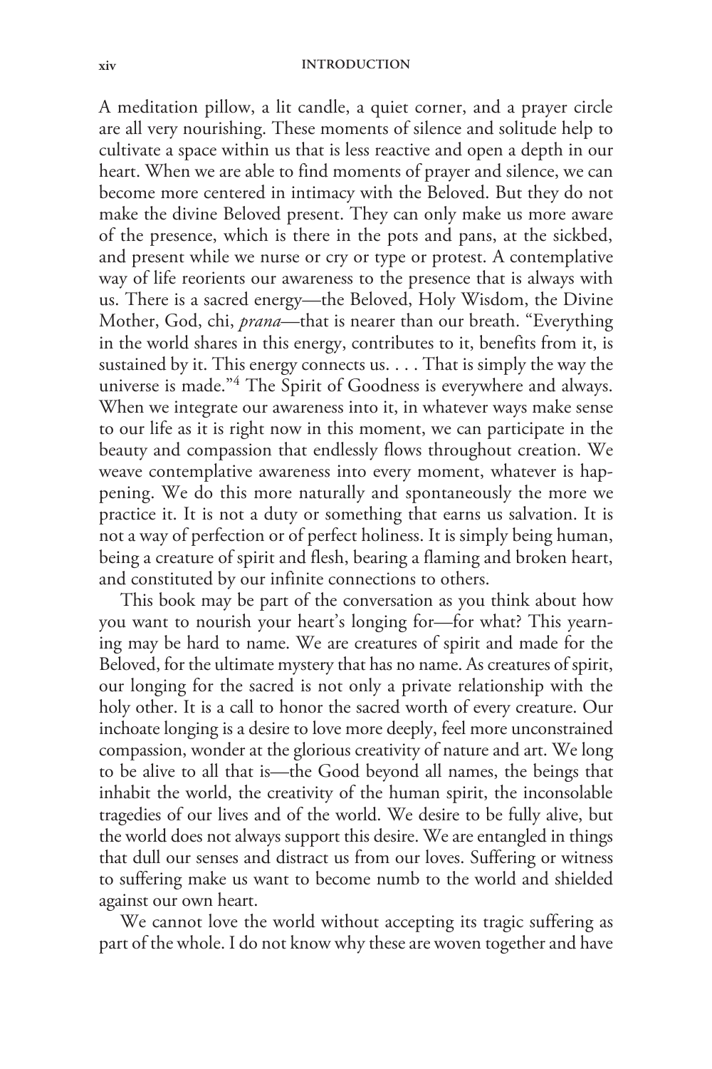A meditation pillow, a lit candle, a quiet corner, and a prayer circle are all very nourishing. These moments of silence and solitude help to cultivate a space within us that is less reactive and open a depth in our heart. When we are able to find moments of prayer and silence, we can become more centered in intimacy with the Beloved. But they do not make the divine Beloved present. They can only make us more aware of the presence, which is there in the pots and pans, at the sickbed, and present while we nurse or cry or type or protest. A contemplative way of life reorients our awareness to the presence that is always with us. There is a sacred energy—the Beloved, Holy Wisdom, the Divine Mother, God, chi, *prana*—that is nearer than our breath. "Everything in the world shares in this energy, contributes to it, benefits from it, is sustained by it. This energy connects us. . . . That is simply the way the universe is made."[4] The Spirit of Goodness is everywhere and always. When we integrate our awareness into it, in whatever ways make sense to our life as it is right now in this moment, we can participate in the beauty and compassion that endlessly flows throughout creation. We weave contemplative awareness into every moment, whatever is happening. We do this more naturally and spontaneously the more we practice it. It is not a duty or something that earns us salvation. It is not a way of perfection or of perfect holiness. It is simply being human, being a creature of spirit and flesh, bearing a flaming and broken heart, and constituted by our infinite connections to others.

This book may be part of the conversation as you think about how you want to nourish your heart's longing for—for what? This yearning may be hard to name. We are creatures of spirit and made for the Beloved, for the ultimate mystery that has no name. As creatures of spirit, our longing for the sacred is not only a private relationship with the holy other. It is a call to honor the sacred worth of every creature. Our inchoate longing is a desire to love more deeply, feel more unconstrained compassion, wonder at the glorious creativity of nature and art. We long to be alive to all that is—the Good beyond all names, the beings that inhabit the world, the creativity of the human spirit, the inconsolable tragedies of our lives and of the world. We desire to be fully alive, but the world does not always support this desire. We are entangled in things that dull our senses and distract us from our loves. Suffering or witness to suffering make us want to become numb to the world and shielded against our own heart.

We cannot love the world without accepting its tragic suffering as part of the whole. I do not know why these are woven together and have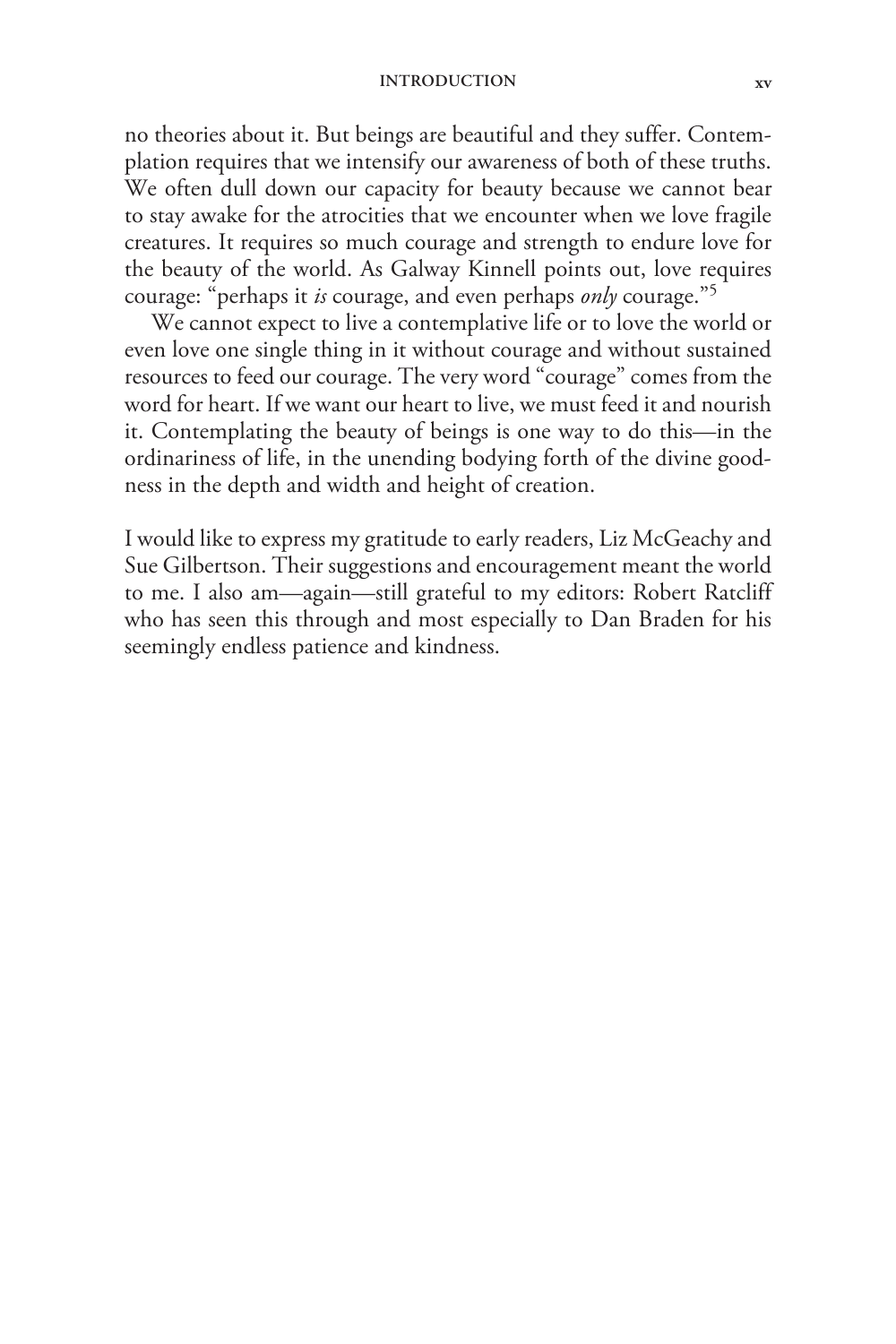no theories about it. But beings are beautiful and they suffer. Contemplation requires that we intensify our awareness of both of these truths. We often dull down our capacity for beauty because we cannot bear to stay awake for the atrocities that we encounter when we love fragile creatures. It requires so much courage and strength to endure love for the beauty of the world. As Galway Kinnell points out, love requires courage: "perhaps it *is* courage, and even perhaps *only* courage."[5]

We cannot expect to live a contemplative life or to love the world or even love one single thing in it without courage and without sustained resources to feed our courage. The very word "courage" comes from the word for heart. If we want our heart to live, we must feed it and nourish it. Contemplating the beauty of beings is one way to do this—in the ordinariness of life, in the unending bodying forth of the divine goodness in the depth and width and height of creation.

I would like to express my gratitude to early readers, Liz McGeachy and Sue Gilbertson. Their suggestions and encouragement meant the world to me. I also am—again—still grateful to my editors: Robert Ratcliff who has seen this through and most especially to Dan Braden for his seemingly endless patience and kindness.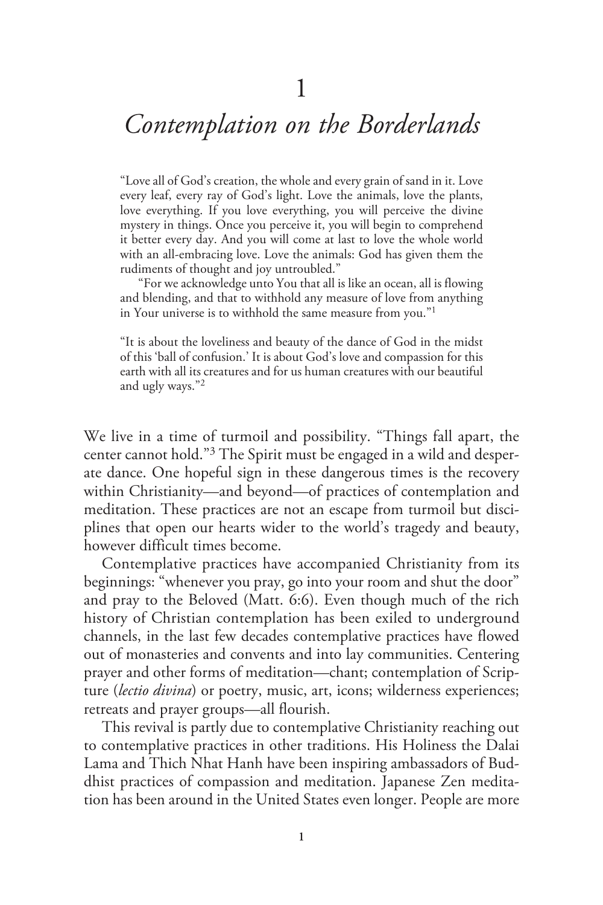# 1

# *Contemplation on the Borderlands*

> "Love all of God's creation, the whole and every grain of sand in it. Love every leaf, every ray of God's light. Love the animals, love the plants, love everything. If you love everything, you will perceive the divine mystery in things. Once you perceive it, you will begin to comprehend it better every day. And you will come at last to love the whole world with an all-embracing love. Love the animals: God has given them the rudiments of thought and joy untroubled."
>
> "For we acknowledge unto You that all is like an ocean, all is flowing and blending, and that to withhold any measure of love from anything in Your universe is to withhold the same measure from you."[1]

> "It is about the loveliness and beauty of the dance of God in the midst of this 'ball of confusion.' It is about God's love and compassion for this earth with all its creatures and for us human creatures with our beautiful and ugly ways."[2]

We live in a time of turmoil and possibility. "Things fall apart, the center cannot hold."[3] The Spirit must be engaged in a wild and desperate dance. One hopeful sign in these dangerous times is the recovery within Christianity—and beyond—of practices of contemplation and meditation. These practices are not an escape from turmoil but disciplines that open our hearts wider to the world's tragedy and beauty, however difficult times become.

Contemplative practices have accompanied Christianity from its beginnings: "whenever you pray, go into your room and shut the door" and pray to the Beloved (Matt. 6:6). Even though much of the rich history of Christian contemplation has been exiled to underground channels, in the last few decades contemplative practices have flowed out of monasteries and convents and into lay communities. Centering prayer and other forms of meditation—chant; contemplation of Scripture (*lectio divina*) or poetry, music, art, icons; wilderness experiences; retreats and prayer groups—all flourish.

This revival is partly due to contemplative Christianity reaching out to contemplative practices in other traditions. His Holiness the Dalai Lama and Thich Nhat Hanh have been inspiring ambassadors of Buddhist practices of compassion and meditation. Japanese Zen meditation has been around in the United States even longer. People are more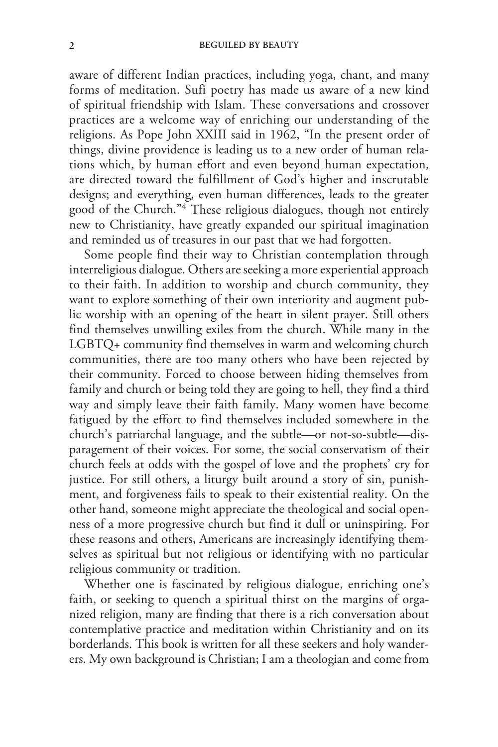aware of different Indian practices, including yoga, chant, and many forms of meditation. Sufi poetry has made us aware of a new kind of spiritual friendship with Islam. These conversations and crossover practices are a welcome way of enriching our understanding of the religions. As Pope John XXIII said in 1962, "In the present order of things, divine providence is leading us to a new order of human relations which, by human effort and even beyond human expectation, are directed toward the fulfillment of God's higher and inscrutable designs; and everything, even human differences, leads to the greater good of the Church."[4] These religious dialogues, though not entirely new to Christianity, have greatly expanded our spiritual imagination and reminded us of treasures in our past that we had forgotten.

Some people find their way to Christian contemplation through interreligious dialogue. Others are seeking a more experiential approach to their faith. In addition to worship and church community, they want to explore something of their own interiority and augment public worship with an opening of the heart in silent prayer. Still others find themselves unwilling exiles from the church. While many in the LGBTQ+ community find themselves in warm and welcoming church communities, there are too many others who have been rejected by their community. Forced to choose between hiding themselves from family and church or being told they are going to hell, they find a third way and simply leave their faith family. Many women have become fatigued by the effort to find themselves included somewhere in the church's patriarchal language, and the subtle—or not-so-subtle—disparagement of their voices. For some, the social conservatism of their church feels at odds with the gospel of love and the prophets' cry for justice. For still others, a liturgy built around a story of sin, punishment, and forgiveness fails to speak to their existential reality. On the other hand, someone might appreciate the theological and social openness of a more progressive church but find it dull or uninspiring. For these reasons and others, Americans are increasingly identifying themselves as spiritual but not religious or identifying with no particular religious community or tradition.

Whether one is fascinated by religious dialogue, enriching one's faith, or seeking to quench a spiritual thirst on the margins of organized religion, many are finding that there is a rich conversation about contemplative practice and meditation within Christianity and on its borderlands. This book is written for all these seekers and holy wanderers. My own background is Christian; I am a theologian and come from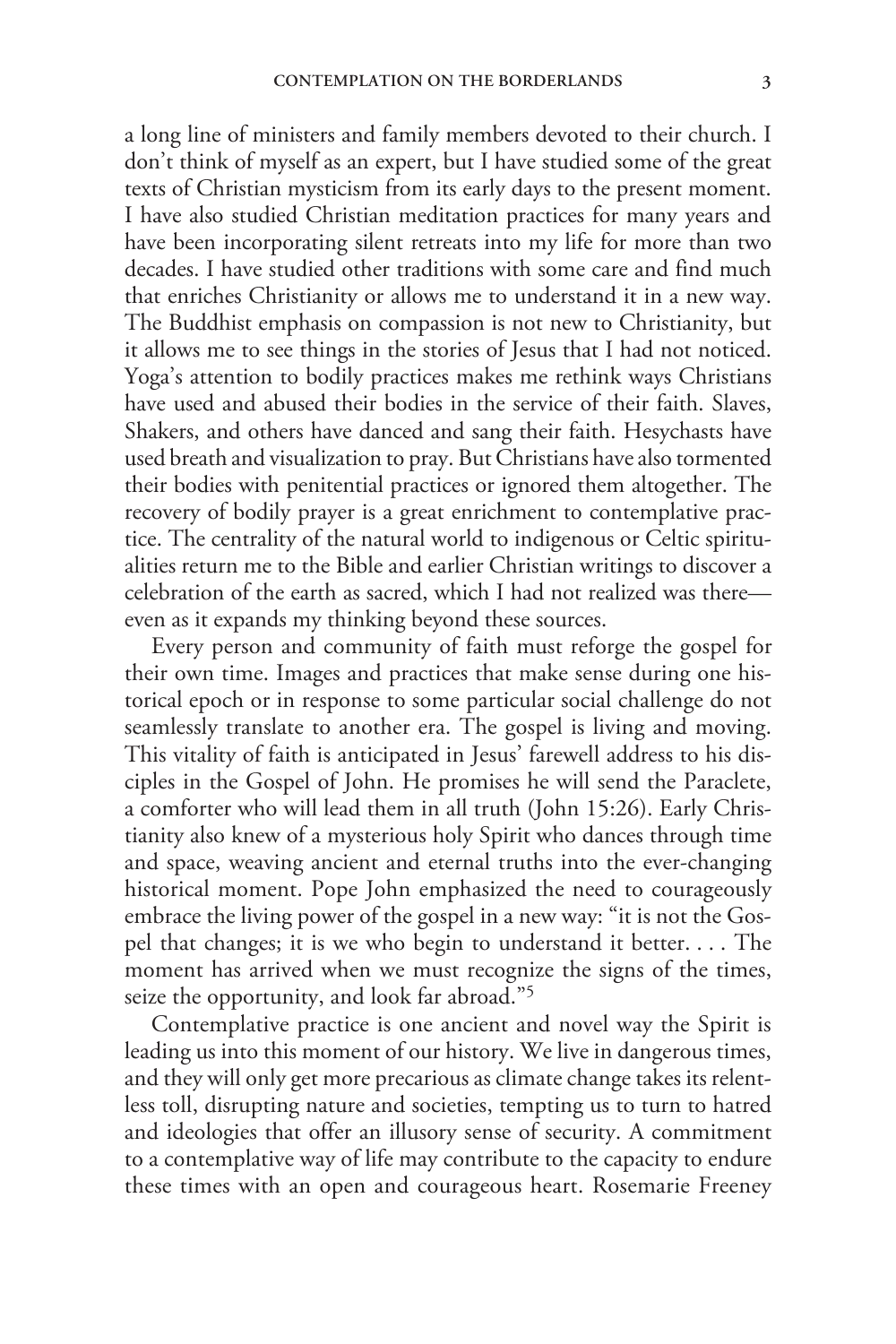a long line of ministers and family members devoted to their church. I don't think of myself as an expert, but I have studied some of the great texts of Christian mysticism from its early days to the present moment. I have also studied Christian meditation practices for many years and have been incorporating silent retreats into my life for more than two decades. I have studied other traditions with some care and find much that enriches Christianity or allows me to understand it in a new way. The Buddhist emphasis on compassion is not new to Christianity, but it allows me to see things in the stories of Jesus that I had not noticed. Yoga's attention to bodily practices makes me rethink ways Christians have used and abused their bodies in the service of their faith. Slaves, Shakers, and others have danced and sang their faith. Hesychasts have used breath and visualization to pray. But Christians have also tormented their bodies with penitential practices or ignored them altogether. The recovery of bodily prayer is a great enrichment to contemplative practice. The centrality of the natural world to indigenous or Celtic spiritualities return me to the Bible and earlier Christian writings to discover a celebration of the earth as sacred, which I had not realized was there—even as it expands my thinking beyond these sources.

Every person and community of faith must reforge the gospel for their own time. Images and practices that make sense during one historical epoch or in response to some particular social challenge do not seamlessly translate to another era. The gospel is living and moving. This vitality of faith is anticipated in Jesus' farewell address to his disciples in the Gospel of John. He promises he will send the Paraclete, a comforter who will lead them in all truth (John 15:26). Early Christianity also knew of a mysterious holy Spirit who dances through time and space, weaving ancient and eternal truths into the ever-changing historical moment. Pope John emphasized the need to courageously embrace the living power of the gospel in a new way: "it is not the Gospel that changes; it is we who begin to understand it better. . . . The moment has arrived when we must recognize the signs of the times, seize the opportunity, and look far abroad."[5]

Contemplative practice is one ancient and novel way the Spirit is leading us into this moment of our history. We live in dangerous times, and they will only get more precarious as climate change takes its relentless toll, disrupting nature and societies, tempting us to turn to hatred and ideologies that offer an illusory sense of security. A commitment to a contemplative way of life may contribute to the capacity to endure these times with an open and courageous heart. Rosemarie Freeney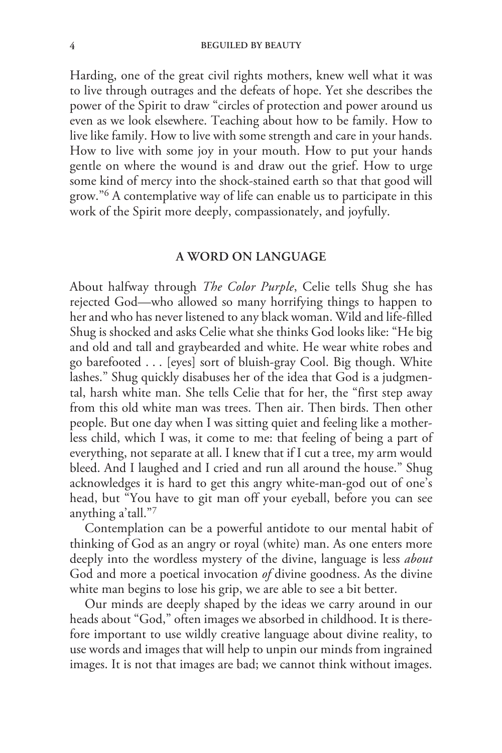Harding, one of the great civil rights mothers, knew well what it was to live through outrages and the defeats of hope. Yet she describes the power of the Spirit to draw "circles of protection and power around us even as we look elsewhere. Teaching about how to be family. How to live like family. How to live with some strength and care in your hands. How to live with some joy in your mouth. How to put your hands gentle on where the wound is and draw out the grief. How to urge some kind of mercy into the shock-stained earth so that that good will grow."[6] A contemplative way of life can enable us to participate in this work of the Spirit more deeply, compassionately, and joyfully.

## A WORD ON LANGUAGE

About halfway through *The Color Purple*, Celie tells Shug she has rejected God—who allowed so many horrifying things to happen to her and who has never listened to any black woman. Wild and life-filled Shug is shocked and asks Celie what she thinks God looks like: "He big and old and tall and graybearded and white. He wear white robes and go barefooted . . . [eyes] sort of bluish-gray Cool. Big though. White lashes." Shug quickly disabuses her of the idea that God is a judgmental, harsh white man. She tells Celie that for her, the "first step away from this old white man was trees. Then air. Then birds. Then other people. But one day when I was sitting quiet and feeling like a motherless child, which I was, it come to me: that feeling of being a part of everything, not separate at all. I knew that if I cut a tree, my arm would bleed. And I laughed and I cried and run all around the house." Shug acknowledges it is hard to get this angry white-man-god out of one's head, but "You have to git man off your eyeball, before you can see anything a'tall."[7]

Contemplation can be a powerful antidote to our mental habit of thinking of God as an angry or royal (white) man. As one enters more deeply into the wordless mystery of the divine, language is less *about* God and more a poetical invocation *of* divine goodness. As the divine white man begins to lose his grip, we are able to see a bit better.

Our minds are deeply shaped by the ideas we carry around in our heads about "God," often images we absorbed in childhood. It is therefore important to use wildly creative language about divine reality, to use words and images that will help to unpin our minds from ingrained images. It is not that images are bad; we cannot think without images.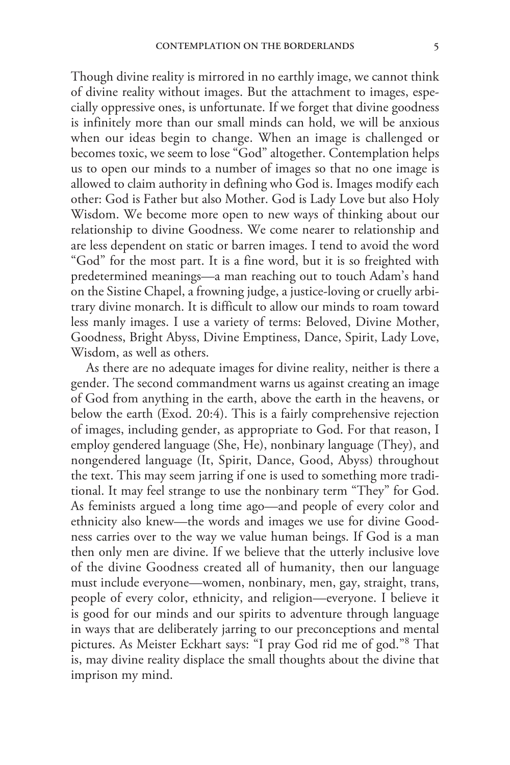Though divine reality is mirrored in no earthly image, we cannot think of divine reality without images. But the attachment to images, especially oppressive ones, is unfortunate. If we forget that divine goodness is infinitely more than our small minds can hold, we will be anxious when our ideas begin to change. When an image is challenged or becomes toxic, we seem to lose "God" altogether. Contemplation helps us to open our minds to a number of images so that no one image is allowed to claim authority in defining who God is. Images modify each other: God is Father but also Mother. God is Lady Love but also Holy Wisdom. We become more open to new ways of thinking about our relationship to divine Goodness. We come nearer to relationship and are less dependent on static or barren images. I tend to avoid the word "God" for the most part. It is a fine word, but it is so freighted with predetermined meanings—a man reaching out to touch Adam's hand on the Sistine Chapel, a frowning judge, a justice-loving or cruelly arbitrary divine monarch. It is difficult to allow our minds to roam toward less manly images. I use a variety of terms: Beloved, Divine Mother, Goodness, Bright Abyss, Divine Emptiness, Dance, Spirit, Lady Love, Wisdom, as well as others.

As there are no adequate images for divine reality, neither is there a gender. The second commandment warns us against creating an image of God from anything in the earth, above the earth in the heavens, or below the earth (Exod. 20:4). This is a fairly comprehensive rejection of images, including gender, as appropriate to God. For that reason, I employ gendered language (She, He), nonbinary language (They), and nongendered language (It, Spirit, Dance, Good, Abyss) throughout the text. This may seem jarring if one is used to something more traditional. It may feel strange to use the nonbinary term "They" for God. As feminists argued a long time ago—and people of every color and ethnicity also knew—the words and images we use for divine Goodness carries over to the way we value human beings. If God is a man then only men are divine. If we believe that the utterly inclusive love of the divine Goodness created all of humanity, then our language must include everyone—women, nonbinary, men, gay, straight, trans, people of every color, ethnicity, and religion—everyone. I believe it is good for our minds and our spirits to adventure through language in ways that are deliberately jarring to our preconceptions and mental pictures. As Meister Eckhart says: "I pray God rid me of god."[8] That is, may divine reality displace the small thoughts about the divine that imprison my mind.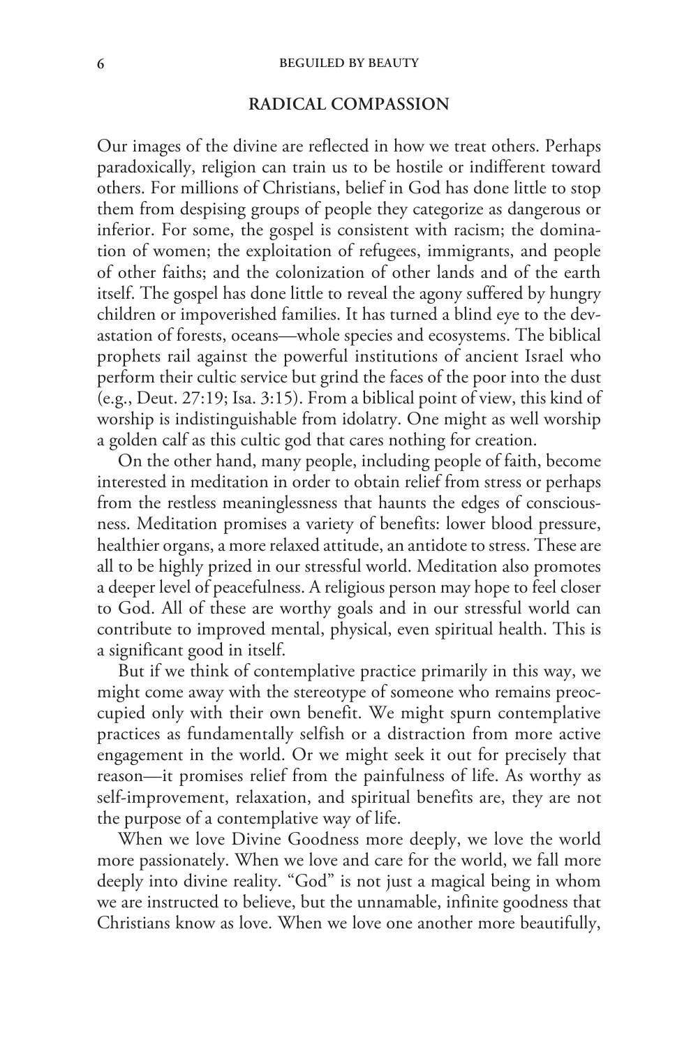## RADICAL COMPASSION

Our images of the divine are reflected in how we treat others. Perhaps paradoxically, religion can train us to be hostile or indifferent toward others. For millions of Christians, belief in God has done little to stop them from despising groups of people they categorize as dangerous or inferior. For some, the gospel is consistent with racism; the domination of women; the exploitation of refugees, immigrants, and people of other faiths; and the colonization of other lands and of the earth itself. The gospel has done little to reveal the agony suffered by hungry children or impoverished families. It has turned a blind eye to the devastation of forests, oceans—whole species and ecosystems. The biblical prophets rail against the powerful institutions of ancient Israel who perform their cultic service but grind the faces of the poor into the dust (e.g., Deut. 27:19; Isa. 3:15). From a biblical point of view, this kind of worship is indistinguishable from idolatry. One might as well worship a golden calf as this cultic god that cares nothing for creation.

On the other hand, many people, including people of faith, become interested in meditation in order to obtain relief from stress or perhaps from the restless meaninglessness that haunts the edges of consciousness. Meditation promises a variety of benefits: lower blood pressure, healthier organs, a more relaxed attitude, an antidote to stress. These are all to be highly prized in our stressful world. Meditation also promotes a deeper level of peacefulness. A religious person may hope to feel closer to God. All of these are worthy goals and in our stressful world can contribute to improved mental, physical, even spiritual health. This is a significant good in itself.

But if we think of contemplative practice primarily in this way, we might come away with the stereotype of someone who remains preoccupied only with their own benefit. We might spurn contemplative practices as fundamentally selfish or a distraction from more active engagement in the world. Or we might seek it out for precisely that reason—it promises relief from the painfulness of life. As worthy as self-improvement, relaxation, and spiritual benefits are, they are not the purpose of a contemplative way of life.

When we love Divine Goodness more deeply, we love the world more passionately. When we love and care for the world, we fall more deeply into divine reality. "God" is not just a magical being in whom we are instructed to believe, but the unnamable, infinite goodness that Christians know as love. When we love one another more beautifully,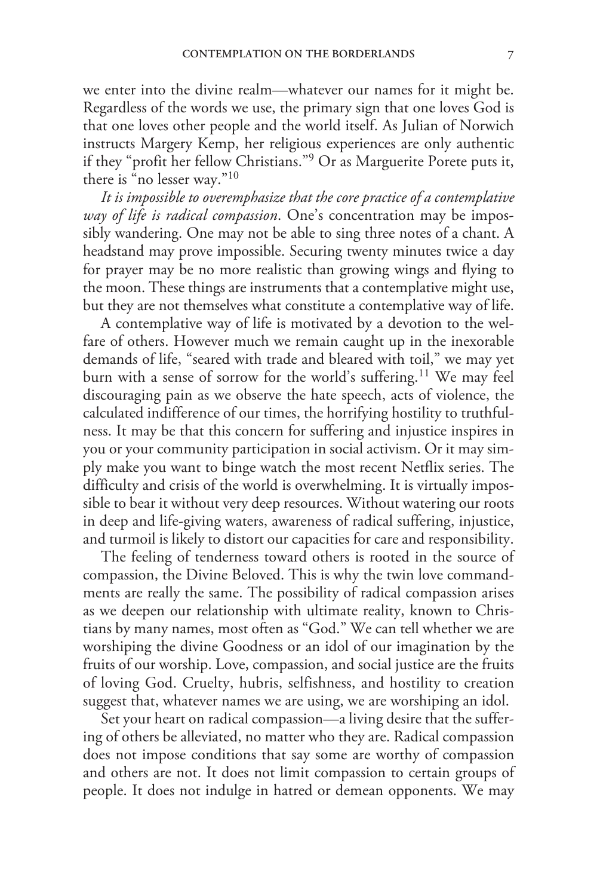we enter into the divine realm—whatever our names for it might be. Regardless of the words we use, the primary sign that one loves God is that one loves other people and the world itself. As Julian of Norwich instructs Margery Kemp, her religious experiences are only authentic if they "profit her fellow Christians."[9] Or as Marguerite Porete puts it, there is "no lesser way."[10]

*It is impossible to overemphasize that the core practice of a contemplative way of life is radical compassion*. One's concentration may be impossibly wandering. One may not be able to sing three notes of a chant. A headstand may prove impossible. Securing twenty minutes twice a day for prayer may be no more realistic than growing wings and flying to the moon. These things are instruments that a contemplative might use, but they are not themselves what constitute a contemplative way of life.

A contemplative way of life is motivated by a devotion to the welfare of others. However much we remain caught up in the inexorable demands of life, "seared with trade and bleared with toil," we may yet burn with a sense of sorrow for the world's suffering.[11] We may feel discouraging pain as we observe the hate speech, acts of violence, the calculated indifference of our times, the horrifying hostility to truthfulness. It may be that this concern for suffering and injustice inspires in you or your community participation in social activism. Or it may simply make you want to binge watch the most recent Netflix series. The difficulty and crisis of the world is overwhelming. It is virtually impossible to bear it without very deep resources. Without watering our roots in deep and life-giving waters, awareness of radical suffering, injustice, and turmoil is likely to distort our capacities for care and responsibility.

The feeling of tenderness toward others is rooted in the source of compassion, the Divine Beloved. This is why the twin love commandments are really the same. The possibility of radical compassion arises as we deepen our relationship with ultimate reality, known to Christians by many names, most often as "God." We can tell whether we are worshiping the divine Goodness or an idol of our imagination by the fruits of our worship. Love, compassion, and social justice are the fruits of loving God. Cruelty, hubris, selfishness, and hostility to creation suggest that, whatever names we are using, we are worshiping an idol.

Set your heart on radical compassion—a living desire that the suffering of others be alleviated, no matter who they are. Radical compassion does not impose conditions that say some are worthy of compassion and others are not. It does not limit compassion to certain groups of people. It does not indulge in hatred or demean opponents. We may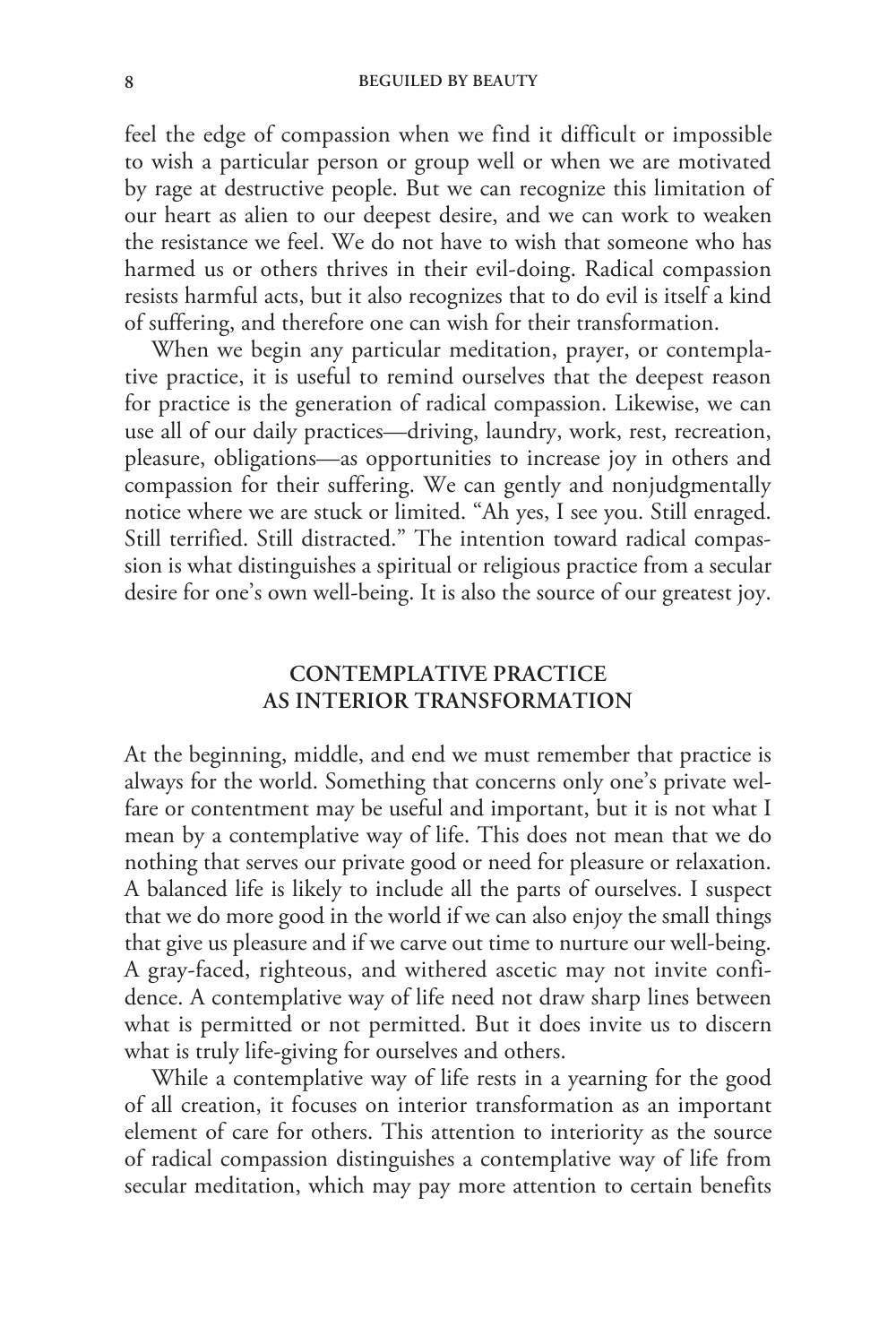feel the edge of compassion when we find it difficult or impossible to wish a particular person or group well or when we are motivated by rage at destructive people. But we can recognize this limitation of our heart as alien to our deepest desire, and we can work to weaken the resistance we feel. We do not have to wish that someone who has harmed us or others thrives in their evil-doing. Radical compassion resists harmful acts, but it also recognizes that to do evil is itself a kind of suffering, and therefore one can wish for their transformation.

When we begin any particular meditation, prayer, or contemplative practice, it is useful to remind ourselves that the deepest reason for practice is the generation of radical compassion. Likewise, we can use all of our daily practices—driving, laundry, work, rest, recreation, pleasure, obligations—as opportunities to increase joy in others and compassion for their suffering. We can gently and nonjudgmentally notice where we are stuck or limited. "Ah yes, I see you. Still enraged. Still terrified. Still distracted." The intention toward radical compassion is what distinguishes a spiritual or religious practice from a secular desire for one's own well-being. It is also the source of our greatest joy.

## CONTEMPLATIVE PRACTICE AS INTERIOR TRANSFORMATION

At the beginning, middle, and end we must remember that practice is always for the world. Something that concerns only one's private welfare or contentment may be useful and important, but it is not what I mean by a contemplative way of life. This does not mean that we do nothing that serves our private good or need for pleasure or relaxation. A balanced life is likely to include all the parts of ourselves. I suspect that we do more good in the world if we can also enjoy the small things that give us pleasure and if we carve out time to nurture our well-being. A gray-faced, righteous, and withered ascetic may not invite confidence. A contemplative way of life need not draw sharp lines between what is permitted or not permitted. But it does invite us to discern what is truly life-giving for ourselves and others.

While a contemplative way of life rests in a yearning for the good of all creation, it focuses on interior transformation as an important element of care for others. This attention to interiority as the source of radical compassion distinguishes a contemplative way of life from secular meditation, which may pay more attention to certain benefits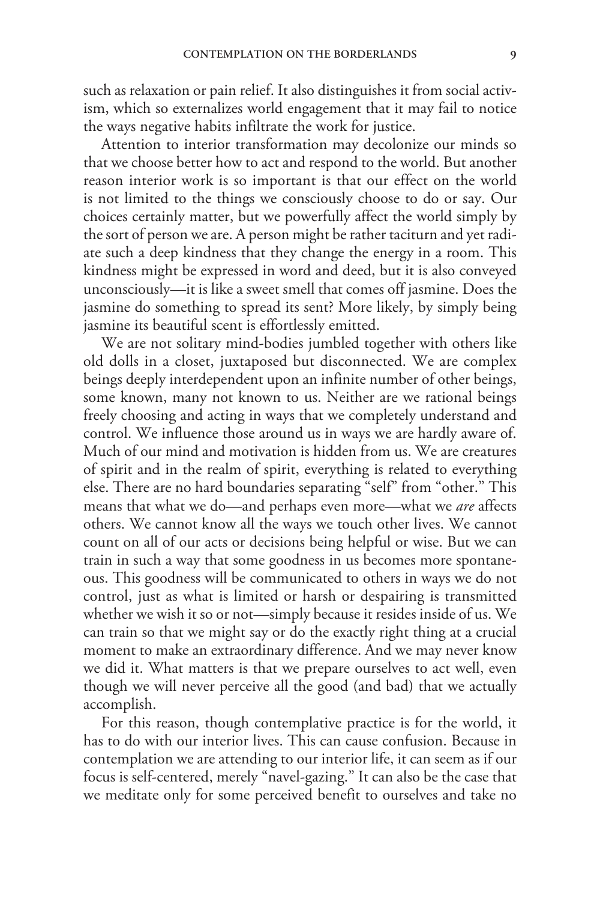such as relaxation or pain relief. It also distinguishes it from social activism, which so externalizes world engagement that it may fail to notice the ways negative habits infiltrate the work for justice.

Attention to interior transformation may decolonize our minds so that we choose better how to act and respond to the world. But another reason interior work is so important is that our effect on the world is not limited to the things we consciously choose to do or say. Our choices certainly matter, but we powerfully affect the world simply by the sort of person we are. A person might be rather taciturn and yet radiate such a deep kindness that they change the energy in a room. This kindness might be expressed in word and deed, but it is also conveyed unconsciously—it is like a sweet smell that comes off jasmine. Does the jasmine do something to spread its sent? More likely, by simply being jasmine its beautiful scent is effortlessly emitted.

We are not solitary mind-bodies jumbled together with others like old dolls in a closet, juxtaposed but disconnected. We are complex beings deeply interdependent upon an infinite number of other beings, some known, many not known to us. Neither are we rational beings freely choosing and acting in ways that we completely understand and control. We influence those around us in ways we are hardly aware of. Much of our mind and motivation is hidden from us. We are creatures of spirit and in the realm of spirit, everything is related to everything else. There are no hard boundaries separating "self" from "other." This means that what we do—and perhaps even more—what we *are* affects others. We cannot know all the ways we touch other lives. We cannot count on all of our acts or decisions being helpful or wise. But we can train in such a way that some goodness in us becomes more spontaneous. This goodness will be communicated to others in ways we do not control, just as what is limited or harsh or despairing is transmitted whether we wish it so or not—simply because it resides inside of us. We can train so that we might say or do the exactly right thing at a crucial moment to make an extraordinary difference. And we may never know we did it. What matters is that we prepare ourselves to act well, even though we will never perceive all the good (and bad) that we actually accomplish.

For this reason, though contemplative practice is for the world, it has to do with our interior lives. This can cause confusion. Because in contemplation we are attending to our interior life, it can seem as if our focus is self-centered, merely "navel-gazing." It can also be the case that we meditate only for some perceived benefit to ourselves and take no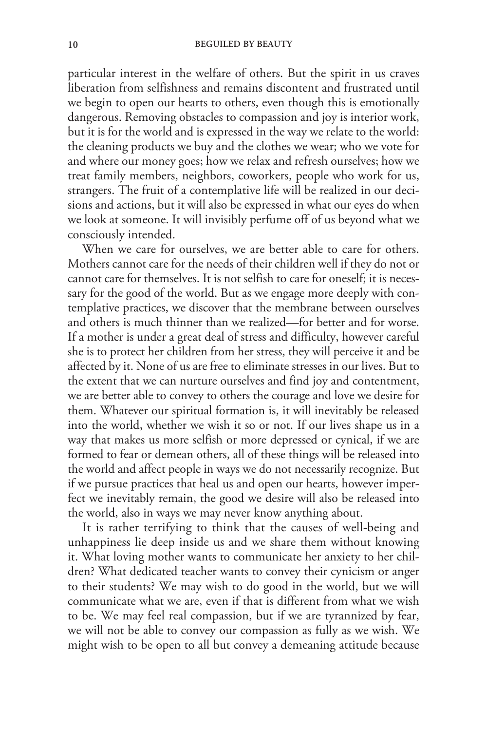particular interest in the welfare of others. But the spirit in us craves liberation from selfishness and remains discontent and frustrated until we begin to open our hearts to others, even though this is emotionally dangerous. Removing obstacles to compassion and joy is interior work, but it is for the world and is expressed in the way we relate to the world: the cleaning products we buy and the clothes we wear; who we vote for and where our money goes; how we relax and refresh ourselves; how we treat family members, neighbors, coworkers, people who work for us, strangers. The fruit of a contemplative life will be realized in our decisions and actions, but it will also be expressed in what our eyes do when we look at someone. It will invisibly perfume off of us beyond what we consciously intended.

When we care for ourselves, we are better able to care for others. Mothers cannot care for the needs of their children well if they do not or cannot care for themselves. It is not selfish to care for oneself; it is necessary for the good of the world. But as we engage more deeply with contemplative practices, we discover that the membrane between ourselves and others is much thinner than we realized—for better and for worse. If a mother is under a great deal of stress and difficulty, however careful she is to protect her children from her stress, they will perceive it and be affected by it. None of us are free to eliminate stresses in our lives. But to the extent that we can nurture ourselves and find joy and contentment, we are better able to convey to others the courage and love we desire for them. Whatever our spiritual formation is, it will inevitably be released into the world, whether we wish it so or not. If our lives shape us in a way that makes us more selfish or more depressed or cynical, if we are formed to fear or demean others, all of these things will be released into the world and affect people in ways we do not necessarily recognize. But if we pursue practices that heal us and open our hearts, however imperfect we inevitably remain, the good we desire will also be released into the world, also in ways we may never know anything about.

It is rather terrifying to think that the causes of well-being and unhappiness lie deep inside us and we share them without knowing it. What loving mother wants to communicate her anxiety to her children? What dedicated teacher wants to convey their cynicism or anger to their students? We may wish to do good in the world, but we will communicate what we are, even if that is different from what we wish to be. We may feel real compassion, but if we are tyrannized by fear, we will not be able to convey our compassion as fully as we wish. We might wish to be open to all but convey a demeaning attitude because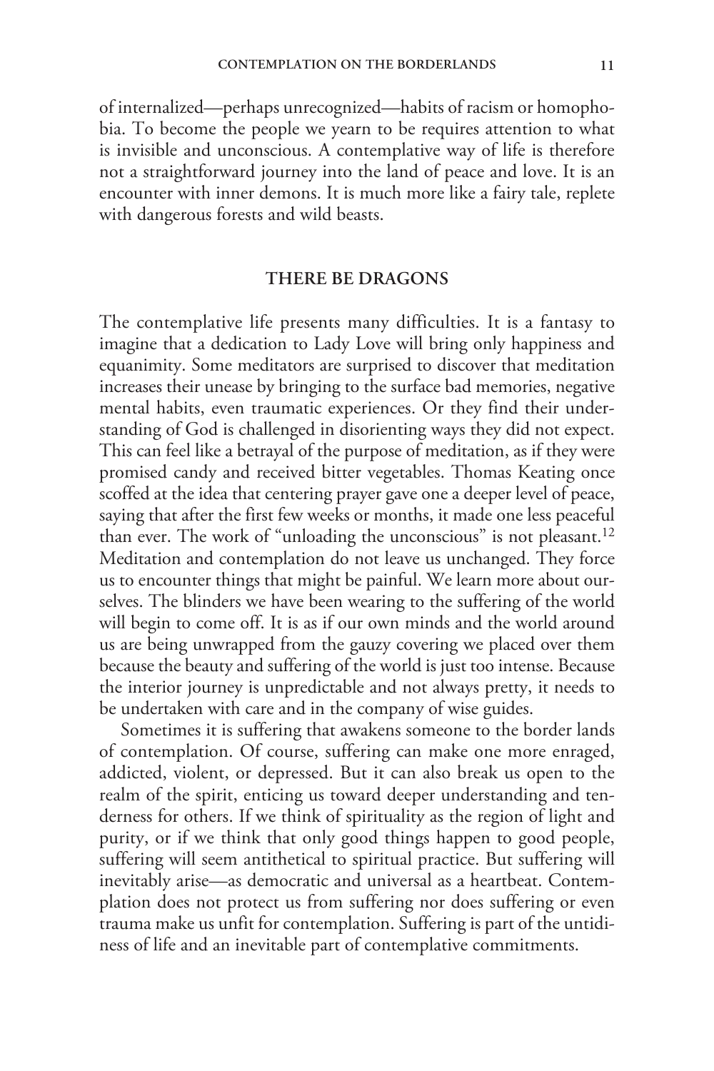of internalized—perhaps unrecognized—habits of racism or homophobia. To become the people we yearn to be requires attention to what is invisible and unconscious. A contemplative way of life is therefore not a straightforward journey into the land of peace and love. It is an encounter with inner demons. It is much more like a fairy tale, replete with dangerous forests and wild beasts.

## THERE BE DRAGONS

The contemplative life presents many difficulties. It is a fantasy to imagine that a dedication to Lady Love will bring only happiness and equanimity. Some meditators are surprised to discover that meditation increases their unease by bringing to the surface bad memories, negative mental habits, even traumatic experiences. Or they find their understanding of God is challenged in disorienting ways they did not expect. This can feel like a betrayal of the purpose of meditation, as if they were promised candy and received bitter vegetables. Thomas Keating once scoffed at the idea that centering prayer gave one a deeper level of peace, saying that after the first few weeks or months, it made one less peaceful than ever. The work of "unloading the unconscious" is not pleasant.[12] Meditation and contemplation do not leave us unchanged. They force us to encounter things that might be painful. We learn more about ourselves. The blinders we have been wearing to the suffering of the world will begin to come off. It is as if our own minds and the world around us are being unwrapped from the gauzy covering we placed over them because the beauty and suffering of the world is just too intense. Because the interior journey is unpredictable and not always pretty, it needs to be undertaken with care and in the company of wise guides.

Sometimes it is suffering that awakens someone to the border lands of contemplation. Of course, suffering can make one more enraged, addicted, violent, or depressed. But it can also break us open to the realm of the spirit, enticing us toward deeper understanding and tenderness for others. If we think of spirituality as the region of light and purity, or if we think that only good things happen to good people, suffering will seem antithetical to spiritual practice. But suffering will inevitably arise—as democratic and universal as a heartbeat. Contemplation does not protect us from suffering nor does suffering or even trauma make us unfit for contemplation. Suffering is part of the untidiness of life and an inevitable part of contemplative commitments.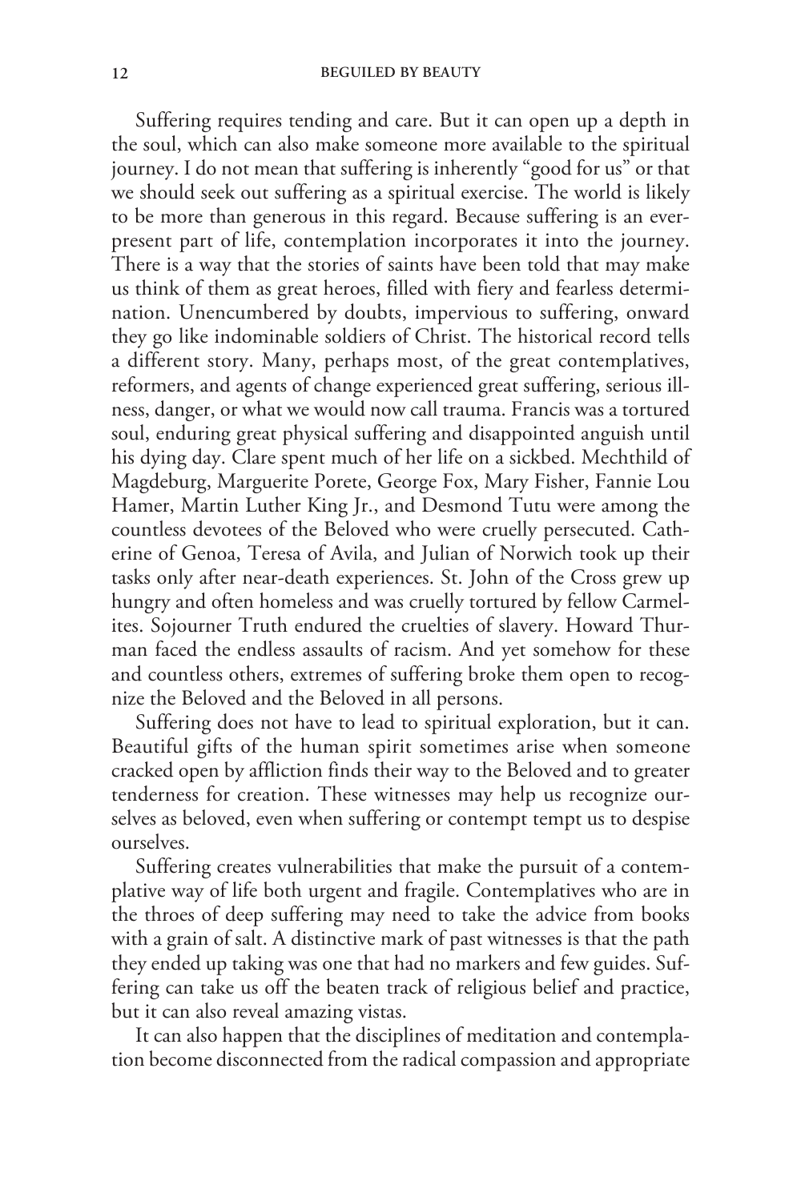Suffering requires tending and care. But it can open up a depth in the soul, which can also make someone more available to the spiritual journey. I do not mean that suffering is inherently "good for us" or that we should seek out suffering as a spiritual exercise. The world is likely to be more than generous in this regard. Because suffering is an ever-present part of life, contemplation incorporates it into the journey. There is a way that the stories of saints have been told that may make us think of them as great heroes, filled with fiery and fearless determination. Unencumbered by doubts, impervious to suffering, onward they go like indominable soldiers of Christ. The historical record tells a different story. Many, perhaps most, of the great contemplatives, reformers, and agents of change experienced great suffering, serious illness, danger, or what we would now call trauma. Francis was a tortured soul, enduring great physical suffering and disappointed anguish until his dying day. Clare spent much of her life on a sickbed. Mechthild of Magdeburg, Marguerite Porete, George Fox, Mary Fisher, Fannie Lou Hamer, Martin Luther King Jr., and Desmond Tutu were among the countless devotees of the Beloved who were cruelly persecuted. Catherine of Genoa, Teresa of Avila, and Julian of Norwich took up their tasks only after near-death experiences. St. John of the Cross grew up hungry and often homeless and was cruelly tortured by fellow Carmelites. Sojourner Truth endured the cruelties of slavery. Howard Thurman faced the endless assaults of racism. And yet somehow for these and countless others, extremes of suffering broke them open to recognize the Beloved and the Beloved in all persons.

Suffering does not have to lead to spiritual exploration, but it can. Beautiful gifts of the human spirit sometimes arise when someone cracked open by affliction finds their way to the Beloved and to greater tenderness for creation. These witnesses may help us recognize ourselves as beloved, even when suffering or contempt tempt us to despise ourselves.

Suffering creates vulnerabilities that make the pursuit of a contemplative way of life both urgent and fragile. Contemplatives who are in the throes of deep suffering may need to take the advice from books with a grain of salt. A distinctive mark of past witnesses is that the path they ended up taking was one that had no markers and few guides. Suffering can take us off the beaten track of religious belief and practice, but it can also reveal amazing vistas.

It can also happen that the disciplines of meditation and contemplation become disconnected from the radical compassion and appropriate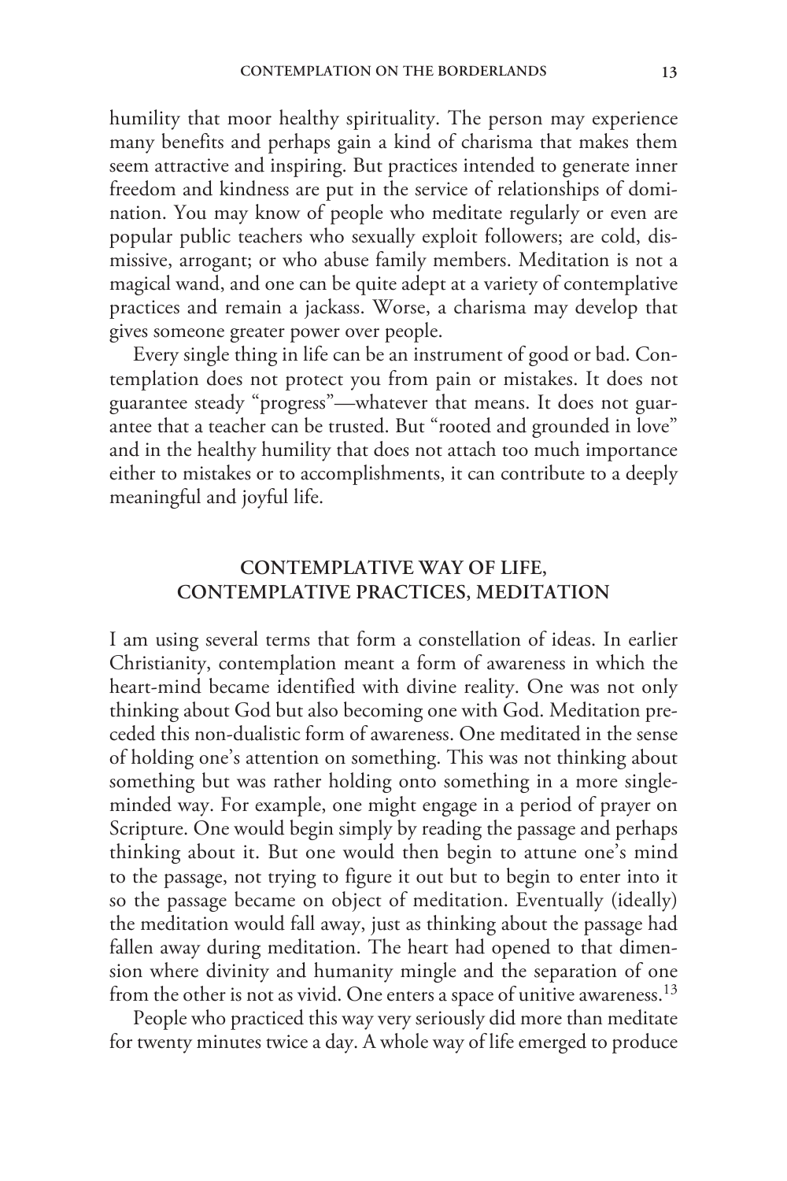humility that moor healthy spirituality. The person may experience many benefits and perhaps gain a kind of charisma that makes them seem attractive and inspiring. But practices intended to generate inner freedom and kindness are put in the service of relationships of domination. You may know of people who meditate regularly or even are popular public teachers who sexually exploit followers; are cold, dismissive, arrogant; or who abuse family members. Meditation is not a magical wand, and one can be quite adept at a variety of contemplative practices and remain a jackass. Worse, a charisma may develop that gives someone greater power over people.

Every single thing in life can be an instrument of good or bad. Contemplation does not protect you from pain or mistakes. It does not guarantee steady "progress"—whatever that means. It does not guarantee that a teacher can be trusted. But "rooted and grounded in love" and in the healthy humility that does not attach too much importance either to mistakes or to accomplishments, it can contribute to a deeply meaningful and joyful life.

## CONTEMPLATIVE WAY OF LIFE, CONTEMPLATIVE PRACTICES, MEDITATION

I am using several terms that form a constellation of ideas. In earlier Christianity, contemplation meant a form of awareness in which the heart-mind became identified with divine reality. One was not only thinking about God but also becoming one with God. Meditation preceded this non-dualistic form of awareness. One meditated in the sense of holding one's attention on something. This was not thinking about something but was rather holding onto something in a more single-minded way. For example, one might engage in a period of prayer on Scripture. One would begin simply by reading the passage and perhaps thinking about it. But one would then begin to attune one's mind to the passage, not trying to figure it out but to begin to enter into it so the passage became on object of meditation. Eventually (ideally) the meditation would fall away, just as thinking about the passage had fallen away during meditation. The heart had opened to that dimension where divinity and humanity mingle and the separation of one from the other is not as vivid. One enters a space of unitive awareness.[13]

People who practiced this way very seriously did more than meditate for twenty minutes twice a day. A whole way of life emerged to produce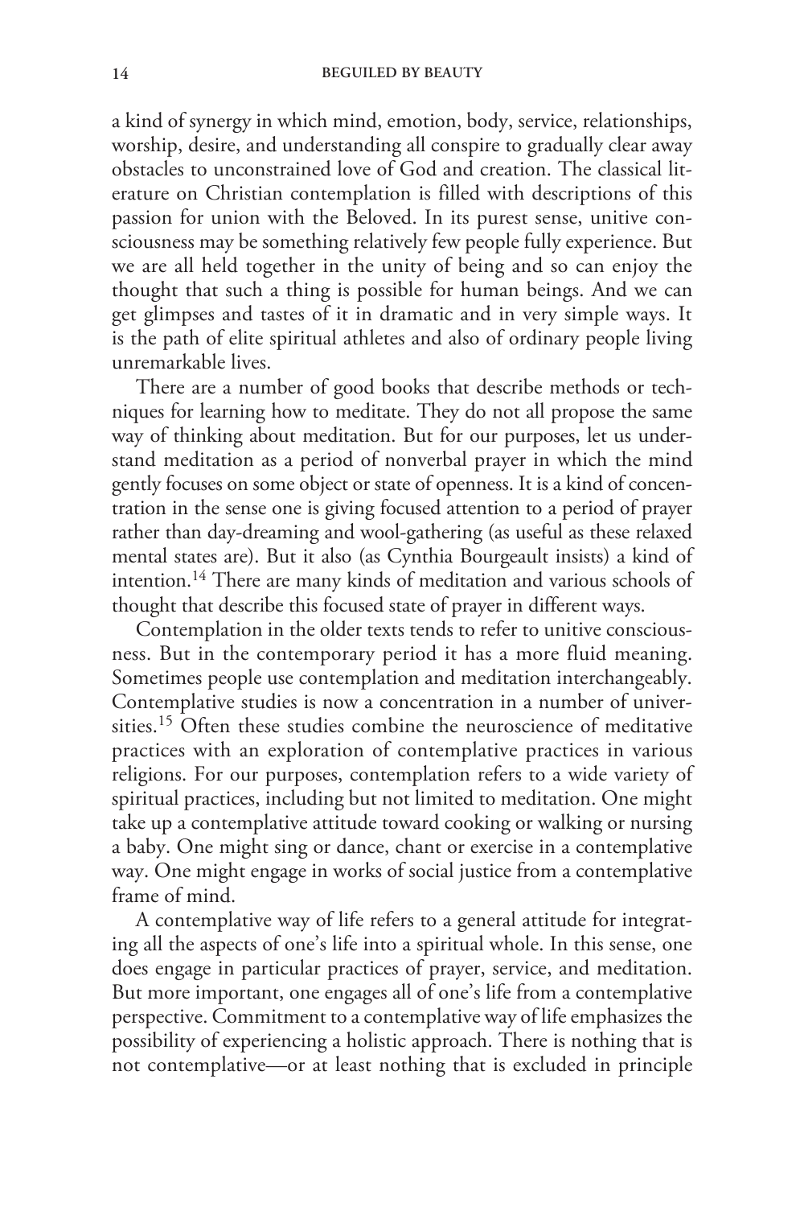a kind of synergy in which mind, emotion, body, service, relationships, worship, desire, and understanding all conspire to gradually clear away obstacles to unconstrained love of God and creation. The classical literature on Christian contemplation is filled with descriptions of this passion for union with the Beloved. In its purest sense, unitive consciousness may be something relatively few people fully experience. But we are all held together in the unity of being and so can enjoy the thought that such a thing is possible for human beings. And we can get glimpses and tastes of it in dramatic and in very simple ways. It is the path of elite spiritual athletes and also of ordinary people living unremarkable lives.

There are a number of good books that describe methods or techniques for learning how to meditate. They do not all propose the same way of thinking about meditation. But for our purposes, let us understand meditation as a period of nonverbal prayer in which the mind gently focuses on some object or state of openness. It is a kind of concentration in the sense one is giving focused attention to a period of prayer rather than day-dreaming and wool-gathering (as useful as these relaxed mental states are). But it also (as Cynthia Bourgeault insists) a kind of intention.[14] There are many kinds of meditation and various schools of thought that describe this focused state of prayer in different ways.

Contemplation in the older texts tends to refer to unitive consciousness. But in the contemporary period it has a more fluid meaning. Sometimes people use contemplation and meditation interchangeably. Contemplative studies is now a concentration in a number of universities.[15] Often these studies combine the neuroscience of meditative practices with an exploration of contemplative practices in various religions. For our purposes, contemplation refers to a wide variety of spiritual practices, including but not limited to meditation. One might take up a contemplative attitude toward cooking or walking or nursing a baby. One might sing or dance, chant or exercise in a contemplative way. One might engage in works of social justice from a contemplative frame of mind.

A contemplative way of life refers to a general attitude for integrating all the aspects of one's life into a spiritual whole. In this sense, one does engage in particular practices of prayer, service, and meditation. But more important, one engages all of one's life from a contemplative perspective. Commitment to a contemplative way of life emphasizes the possibility of experiencing a holistic approach. There is nothing that is not contemplative—or at least nothing that is excluded in principle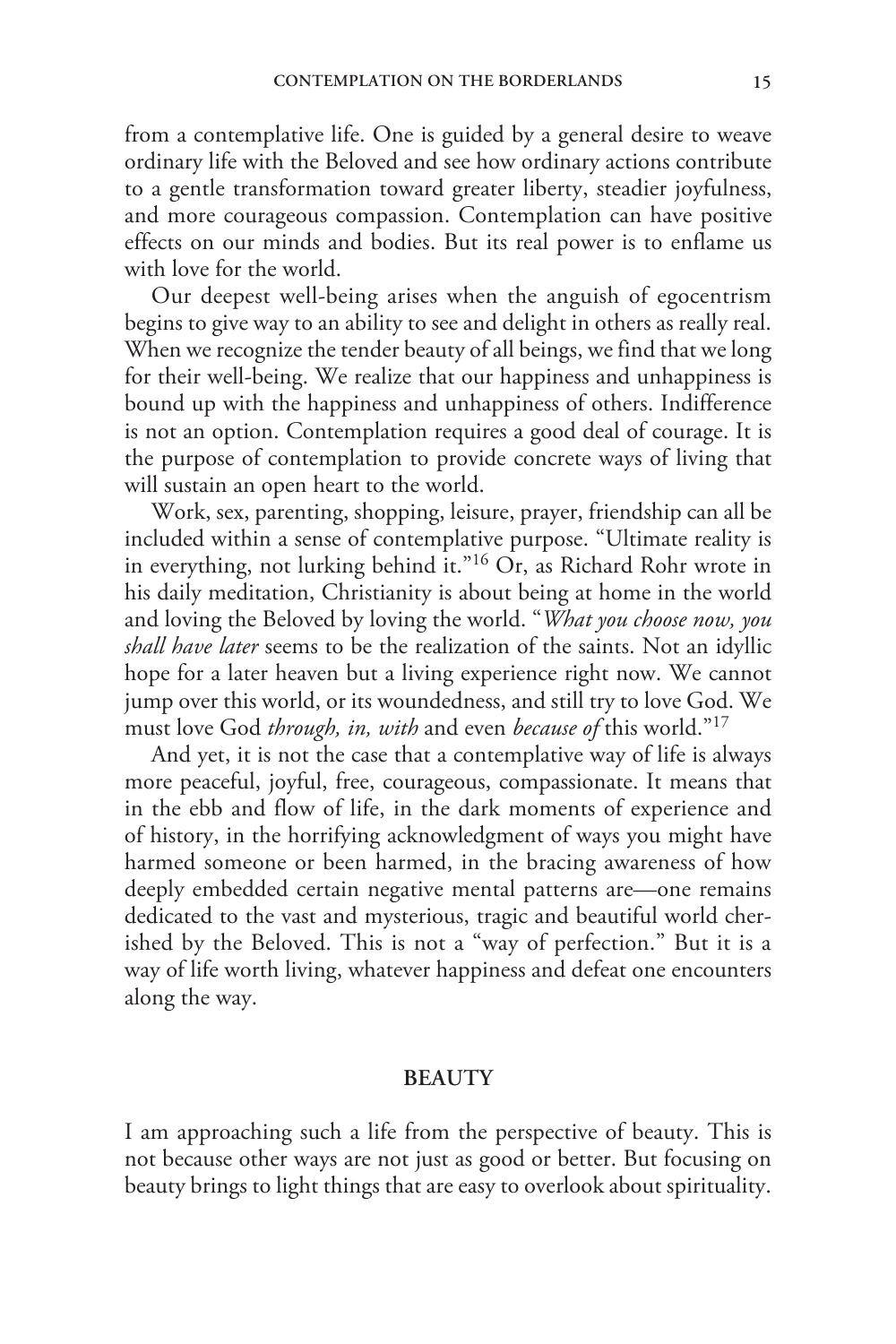from a contemplative life. One is guided by a general desire to weave ordinary life with the Beloved and see how ordinary actions contribute to a gentle transformation toward greater liberty, steadier joyfulness, and more courageous compassion. Contemplation can have positive effects on our minds and bodies. But its real power is to enflame us with love for the world.

Our deepest well-being arises when the anguish of egocentrism begins to give way to an ability to see and delight in others as really real. When we recognize the tender beauty of all beings, we find that we long for their well-being. We realize that our happiness and unhappiness is bound up with the happiness and unhappiness of others. Indifference is not an option. Contemplation requires a good deal of courage. It is the purpose of contemplation to provide concrete ways of living that will sustain an open heart to the world.

Work, sex, parenting, shopping, leisure, prayer, friendship can all be included within a sense of contemplative purpose. "Ultimate reality is in everything, not lurking behind it."[16] Or, as Richard Rohr wrote in his daily meditation, Christianity is about being at home in the world and loving the Beloved by loving the world. "*What you choose now, you shall have later* seems to be the realization of the saints. Not an idyllic hope for a later heaven but a living experience right now. We cannot jump over this world, or its woundedness, and still try to love God. We must love God *through, in, with* and even *because of* this world."[17]

And yet, it is not the case that a contemplative way of life is always more peaceful, joyful, free, courageous, compassionate. It means that in the ebb and flow of life, in the dark moments of experience and of history, in the horrifying acknowledgment of ways you might have harmed someone or been harmed, in the bracing awareness of how deeply embedded certain negative mental patterns are—one remains dedicated to the vast and mysterious, tragic and beautiful world cherished by the Beloved. This is not a "way of perfection." But it is a way of life worth living, whatever happiness and defeat one encounters along the way.

## BEAUTY

I am approaching such a life from the perspective of beauty. This is not because other ways are not just as good or better. But focusing on beauty brings to light things that are easy to overlook about spirituality.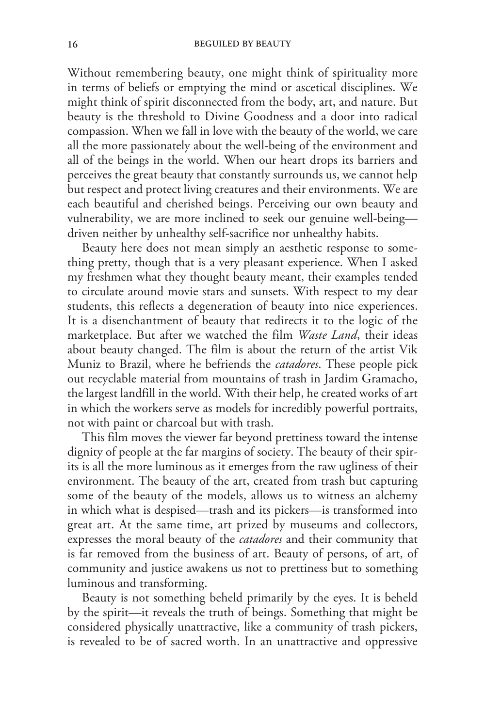Without remembering beauty, one might think of spirituality more in terms of beliefs or emptying the mind or ascetical disciplines. We might think of spirit disconnected from the body, art, and nature. But beauty is the threshold to Divine Goodness and a door into radical compassion. When we fall in love with the beauty of the world, we care all the more passionately about the well-being of the environment and all of the beings in the world. When our heart drops its barriers and perceives the great beauty that constantly surrounds us, we cannot help but respect and protect living creatures and their environments. We are each beautiful and cherished beings. Perceiving our own beauty and vulnerability, we are more inclined to seek our genuine well-being—driven neither by unhealthy self-sacrifice nor unhealthy habits.

Beauty here does not mean simply an aesthetic response to something pretty, though that is a very pleasant experience. When I asked my freshmen what they thought beauty meant, their examples tended to circulate around movie stars and sunsets. With respect to my dear students, this reflects a degeneration of beauty into nice experiences. It is a disenchantment of beauty that redirects it to the logic of the marketplace. But after we watched the film *Waste Land*, their ideas about beauty changed. The film is about the return of the artist Vik Muniz to Brazil, where he befriends the *catadores*. These people pick out recyclable material from mountains of trash in Jardim Gramacho, the largest landfill in the world. With their help, he created works of art in which the workers serve as models for incredibly powerful portraits, not with paint or charcoal but with trash.

This film moves the viewer far beyond prettiness toward the intense dignity of people at the far margins of society. The beauty of their spirits is all the more luminous as it emerges from the raw ugliness of their environment. The beauty of the art, created from trash but capturing some of the beauty of the models, allows us to witness an alchemy in which what is despised—trash and its pickers—is transformed into great art. At the same time, art prized by museums and collectors, expresses the moral beauty of the *catadores* and their community that is far removed from the business of art. Beauty of persons, of art, of community and justice awakens us not to prettiness but to something luminous and transforming.

Beauty is not something beheld primarily by the eyes. It is beheld by the spirit—it reveals the truth of beings. Something that might be considered physically unattractive, like a community of trash pickers, is revealed to be of sacred worth. In an unattractive and oppressive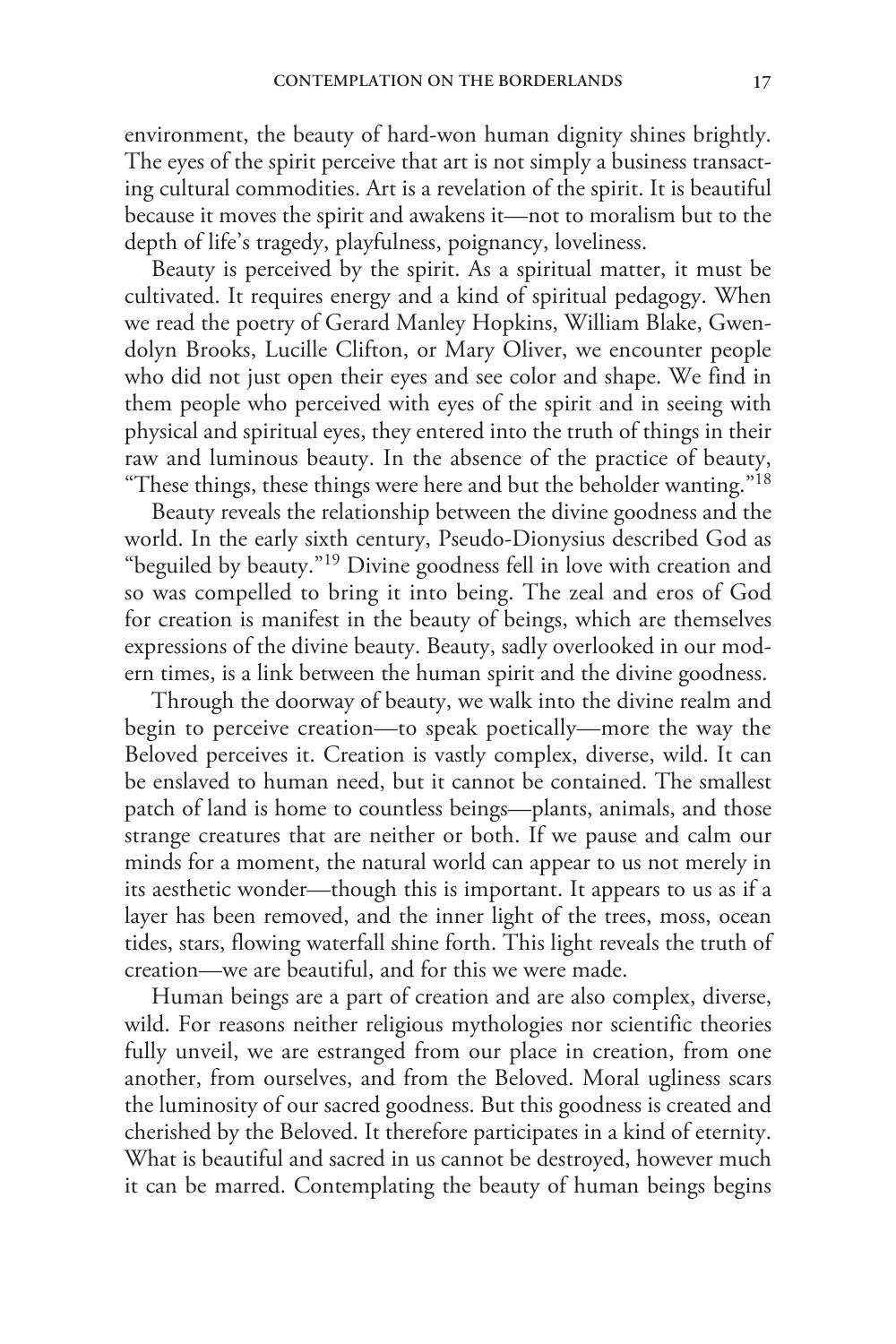environment, the beauty of hard-won human dignity shines brightly. The eyes of the spirit perceive that art is not simply a business transacting cultural commodities. Art is a revelation of the spirit. It is beautiful because it moves the spirit and awakens it—not to moralism but to the depth of life's tragedy, playfulness, poignancy, loveliness.

Beauty is perceived by the spirit. As a spiritual matter, it must be cultivated. It requires energy and a kind of spiritual pedagogy. When we read the poetry of Gerard Manley Hopkins, William Blake, Gwendolyn Brooks, Lucille Clifton, or Mary Oliver, we encounter people who did not just open their eyes and see color and shape. We find in them people who perceived with eyes of the spirit and in seeing with physical and spiritual eyes, they entered into the truth of things in their raw and luminous beauty. In the absence of the practice of beauty, "These things, these things were here and but the beholder wanting."[18]

Beauty reveals the relationship between the divine goodness and the world. In the early sixth century, Pseudo-Dionysius described God as "beguiled by beauty."[19] Divine goodness fell in love with creation and so was compelled to bring it into being. The zeal and eros of God for creation is manifest in the beauty of beings, which are themselves expressions of the divine beauty. Beauty, sadly overlooked in our modern times, is a link between the human spirit and the divine goodness.

Through the doorway of beauty, we walk into the divine realm and begin to perceive creation—to speak poetically—more the way the Beloved perceives it. Creation is vastly complex, diverse, wild. It can be enslaved to human need, but it cannot be contained. The smallest patch of land is home to countless beings—plants, animals, and those strange creatures that are neither or both. If we pause and calm our minds for a moment, the natural world can appear to us not merely in its aesthetic wonder—though this is important. It appears to us as if a layer has been removed, and the inner light of the trees, moss, ocean tides, stars, flowing waterfall shine forth. This light reveals the truth of creation—we are beautiful, and for this we were made.

Human beings are a part of creation and are also complex, diverse, wild. For reasons neither religious mythologies nor scientific theories fully unveil, we are estranged from our place in creation, from one another, from ourselves, and from the Beloved. Moral ugliness scars the luminosity of our sacred goodness. But this goodness is created and cherished by the Beloved. It therefore participates in a kind of eternity. What is beautiful and sacred in us cannot be destroyed, however much it can be marred. Contemplating the beauty of human beings begins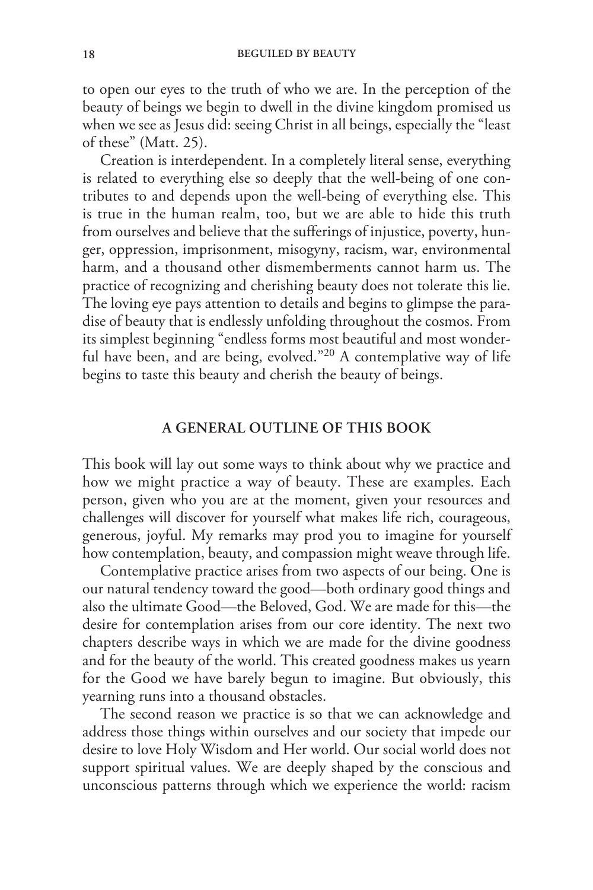to open our eyes to the truth of who we are. In the perception of the beauty of beings we begin to dwell in the divine kingdom promised us when we see as Jesus did: seeing Christ in all beings, especially the "least of these" (Matt. 25).

Creation is interdependent. In a completely literal sense, everything is related to everything else so deeply that the well-being of one contributes to and depends upon the well-being of everything else. This is true in the human realm, too, but we are able to hide this truth from ourselves and believe that the sufferings of injustice, poverty, hunger, oppression, imprisonment, misogyny, racism, war, environmental harm, and a thousand other dismemberments cannot harm us. The practice of recognizing and cherishing beauty does not tolerate this lie. The loving eye pays attention to details and begins to glimpse the paradise of beauty that is endlessly unfolding throughout the cosmos. From its simplest beginning "endless forms most beautiful and most wonderful have been, and are being, evolved."[20] A contemplative way of life begins to taste this beauty and cherish the beauty of beings.

## A GENERAL OUTLINE OF THIS BOOK

This book will lay out some ways to think about why we practice and how we might practice a way of beauty. These are examples. Each person, given who you are at the moment, given your resources and challenges will discover for yourself what makes life rich, courageous, generous, joyful. My remarks may prod you to imagine for yourself how contemplation, beauty, and compassion might weave through life.

Contemplative practice arises from two aspects of our being. One is our natural tendency toward the good—both ordinary good things and also the ultimate Good—the Beloved, God. We are made for this—the desire for contemplation arises from our core identity. The next two chapters describe ways in which we are made for the divine goodness and for the beauty of the world. This created goodness makes us yearn for the Good we have barely begun to imagine. But obviously, this yearning runs into a thousand obstacles.

The second reason we practice is so that we can acknowledge and address those things within ourselves and our society that impede our desire to love Holy Wisdom and Her world. Our social world does not support spiritual values. We are deeply shaped by the conscious and unconscious patterns through which we experience the world: racism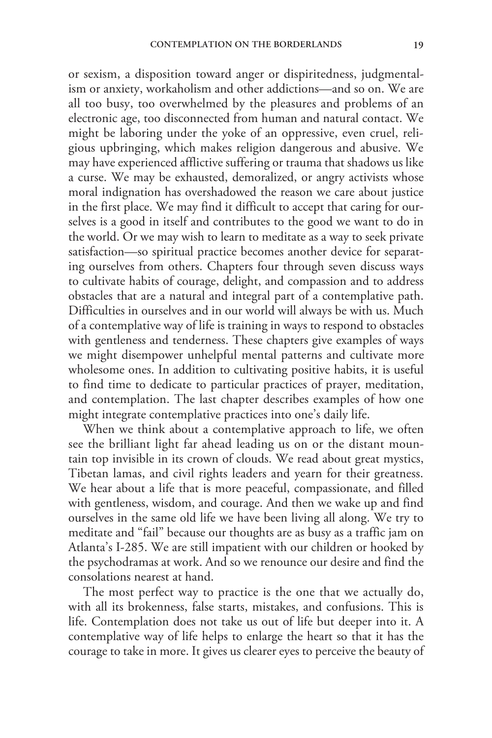or sexism, a disposition toward anger or dispiritedness, judgmentalism or anxiety, workaholism and other addictions—and so on. We are all too busy, too overwhelmed by the pleasures and problems of an electronic age, too disconnected from human and natural contact. We might be laboring under the yoke of an oppressive, even cruel, religious upbringing, which makes religion dangerous and abusive. We may have experienced afflictive suffering or trauma that shadows us like a curse. We may be exhausted, demoralized, or angry activists whose moral indignation has overshadowed the reason we care about justice in the first place. We may find it difficult to accept that caring for ourselves is a good in itself and contributes to the good we want to do in the world. Or we may wish to learn to meditate as a way to seek private satisfaction—so spiritual practice becomes another device for separating ourselves from others. Chapters four through seven discuss ways to cultivate habits of courage, delight, and compassion and to address obstacles that are a natural and integral part of a contemplative path. Difficulties in ourselves and in our world will always be with us. Much of a contemplative way of life is training in ways to respond to obstacles with gentleness and tenderness. These chapters give examples of ways we might disempower unhelpful mental patterns and cultivate more wholesome ones. In addition to cultivating positive habits, it is useful to find time to dedicate to particular practices of prayer, meditation, and contemplation. The last chapter describes examples of how one might integrate contemplative practices into one's daily life.

When we think about a contemplative approach to life, we often see the brilliant light far ahead leading us on or the distant mountain top invisible in its crown of clouds. We read about great mystics, Tibetan lamas, and civil rights leaders and yearn for their greatness. We hear about a life that is more peaceful, compassionate, and filled with gentleness, wisdom, and courage. And then we wake up and find ourselves in the same old life we have been living all along. We try to meditate and "fail" because our thoughts are as busy as a traffic jam on Atlanta's I-285. We are still impatient with our children or hooked by the psychodramas at work. And so we renounce our desire and find the consolations nearest at hand.

The most perfect way to practice is the one that we actually do, with all its brokenness, false starts, mistakes, and confusions. This is life. Contemplation does not take us out of life but deeper into it. A contemplative way of life helps to enlarge the heart so that it has the courage to take in more. It gives us clearer eyes to perceive the beauty of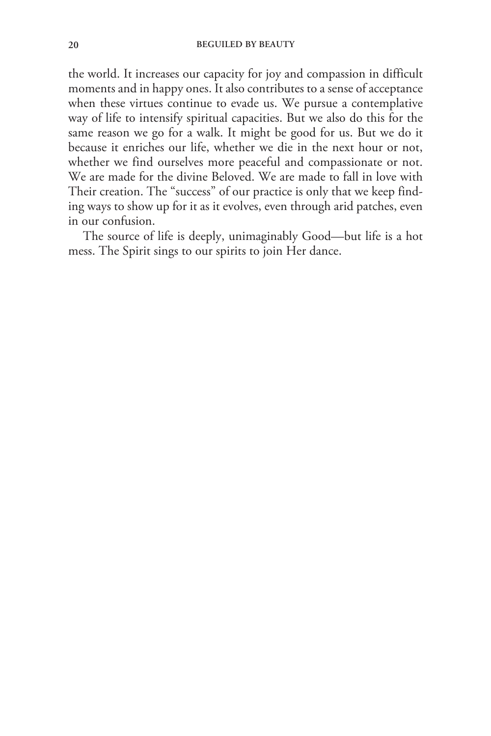the world. It increases our capacity for joy and compassion in difficult moments and in happy ones. It also contributes to a sense of acceptance when these virtues continue to evade us. We pursue a contemplative way of life to intensify spiritual capacities. But we also do this for the same reason we go for a walk. It might be good for us. But we do it because it enriches our life, whether we die in the next hour or not, whether we find ourselves more peaceful and compassionate or not. We are made for the divine Beloved. We are made to fall in love with Their creation. The "success" of our practice is only that we keep finding ways to show up for it as it evolves, even through arid patches, even in our confusion.

The source of life is deeply, unimaginably Good—but life is a hot mess. The Spirit sings to our spirits to join Her dance.